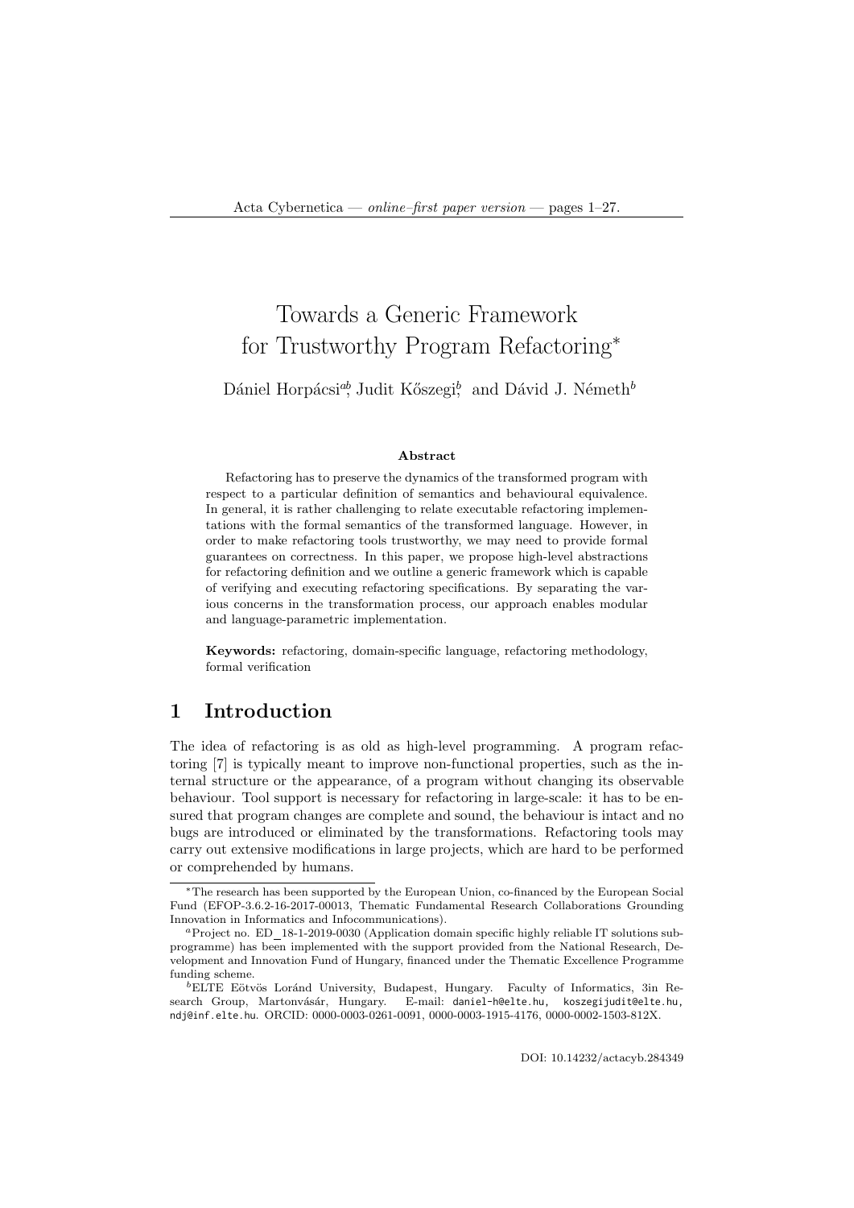# Towards a Generic Framework for Trustworthy Program Refactoring*

Dániel Horpácsi[ab], Judit Kőszegi[b], and Dávid J. Németh[b]

### Abstract

Refactoring has to preserve the dynamics of the transformed program with respect to a particular definition of semantics and behavioural equivalence. In general, it is rather challenging to relate executable refactoring implementations with the formal semantics of the transformed language. However, in order to make refactoring tools trustworthy, we may need to provide formal guarantees on correctness. In this paper, we propose high-level abstractions for refactoring definition and we outline a generic framework which is capable of verifying and executing refactoring specifications. By separating the various concerns in the transformation process, our approach enables modular and language-parametric implementation.

**Keywords:** refactoring, domain-specific language, refactoring methodology, formal verification

## 1 Introduction

The idea of refactoring is as old as high-level programming. A program refactoring [7] is typically meant to improve non-functional properties, such as the internal structure or the appearance, of a program without changing its observable behaviour. Tool support is necessary for refactoring in large-scale: it has to be ensured that program changes are complete and sound, the behaviour is intact and no bugs are introduced or eliminated by the transformations. Refactoring tools may carry out extensive modifications in large projects, which are hard to be performed or comprehended by humans.

---

*The research has been supported by the European Union, co-financed by the European Social Fund (EFOP-3.6.2-16-2017-00013, Thematic Fundamental Research Collaborations Grounding Innovation in Informatics and Infocommunications).

[a]Project no. ED_18-1-2019-0030 (Application domain specific highly reliable IT solutions subprogramme) has been implemented with the support provided from the National Research, Development and Innovation Fund of Hungary, financed under the Thematic Excellence Programme funding scheme.

[b]ELTE Eötvös Loránd University, Budapest, Hungary. Faculty of Informatics, 3in Research Group, Martonvásár, Hungary. E-mail: daniel-h@elte.hu, koszegijudit@elte.hu, ndj@inf.elte.hu. ORCID: 0000-0003-0261-0091, 0000-0003-1915-4176, 0000-0002-1503-812X.

DOI: 10.14232/actacyb.284349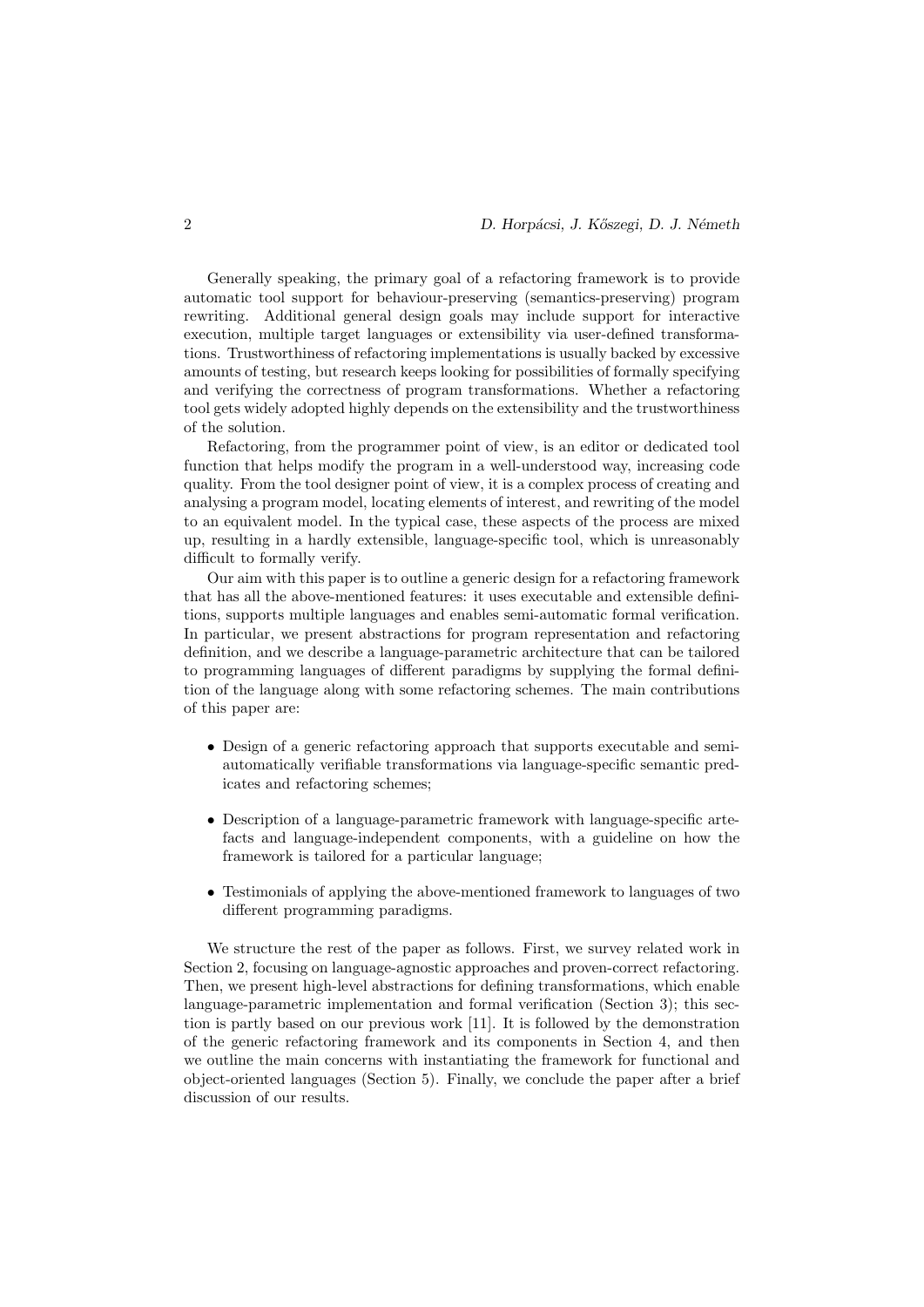Generally speaking, the primary goal of a refactoring framework is to provide automatic tool support for behaviour-preserving (semantics-preserving) program rewriting. Additional general design goals may include support for interactive execution, multiple target languages or extensibility via user-defined transformations. Trustworthiness of refactoring implementations is usually backed by excessive amounts of testing, but research keeps looking for possibilities of formally specifying and verifying the correctness of program transformations. Whether a refactoring tool gets widely adopted highly depends on the extensibility and the trustworthiness of the solution.

Refactoring, from the programmer point of view, is an editor or dedicated tool function that helps modify the program in a well-understood way, increasing code quality. From the tool designer point of view, it is a complex process of creating and analysing a program model, locating elements of interest, and rewriting of the model to an equivalent model. In the typical case, these aspects of the process are mixed up, resulting in a hardly extensible, language-specific tool, which is unreasonably difficult to formally verify.

Our aim with this paper is to outline a generic design for a refactoring framework that has all the above-mentioned features: it uses executable and extensible definitions, supports multiple languages and enables semi-automatic formal verification. In particular, we present abstractions for program representation and refactoring definition, and we describe a language-parametric architecture that can be tailored to programming languages of different paradigms by supplying the formal definition of the language along with some refactoring schemes. The main contributions of this paper are:

- Design of a generic refactoring approach that supports executable and semi-automatically verifiable transformations via language-specific semantic predicates and refactoring schemes;
- Description of a language-parametric framework with language-specific artefacts and language-independent components, with a guideline on how the framework is tailored for a particular language;
- Testimonials of applying the above-mentioned framework to languages of two different programming paradigms.

We structure the rest of the paper as follows. First, we survey related work in Section 2, focusing on language-agnostic approaches and proven-correct refactoring. Then, we present high-level abstractions for defining transformations, which enable language-parametric implementation and formal verification (Section 3); this section is partly based on our previous work [11]. It is followed by the demonstration of the generic refactoring framework and its components in Section 4, and then we outline the main concerns with instantiating the framework for functional and object-oriented languages (Section 5). Finally, we conclude the paper after a brief discussion of our results.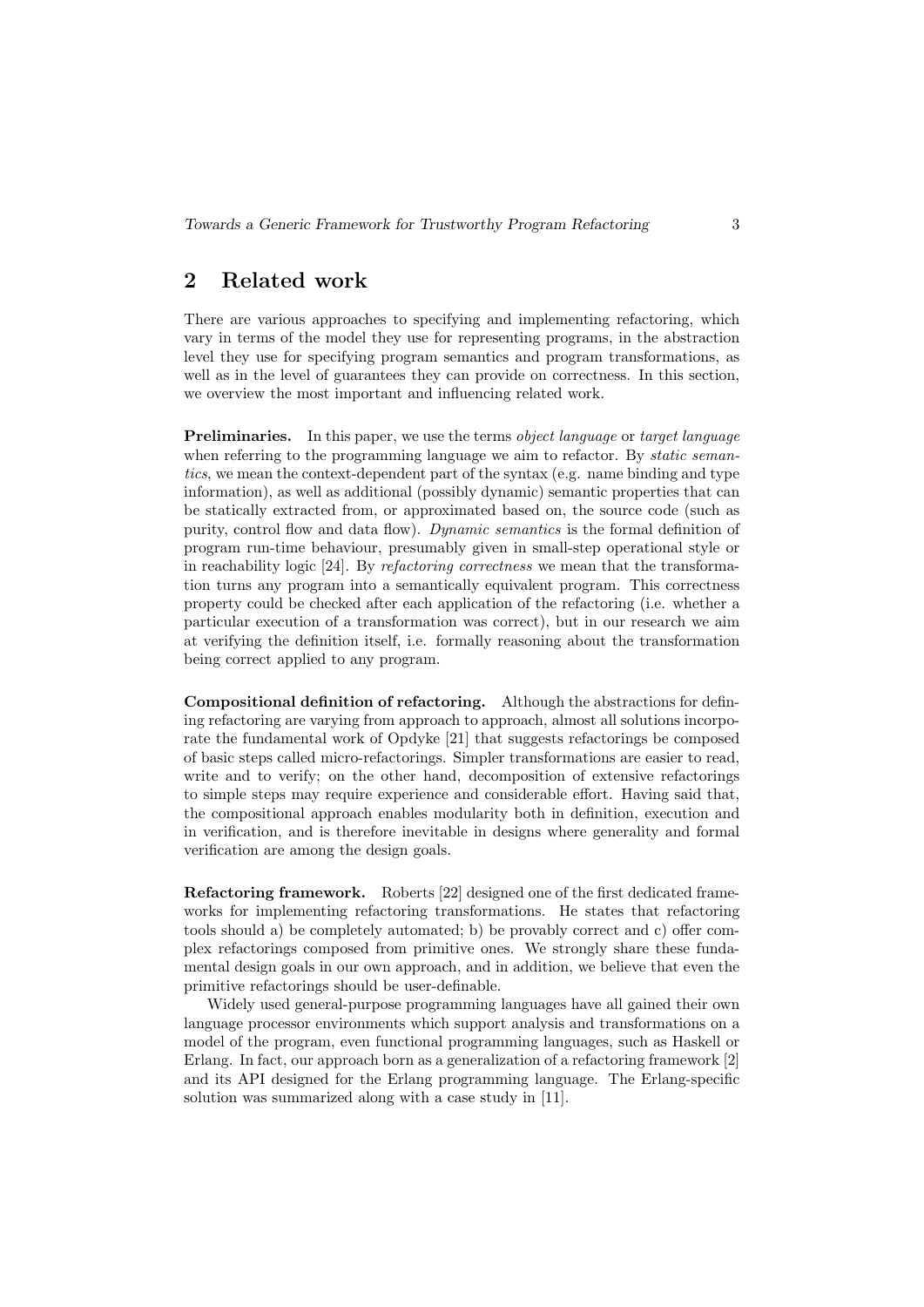## 2 Related work

There are various approaches to specifying and implementing refactoring, which vary in terms of the model they use for representing programs, in the abstraction level they use for specifying program semantics and program transformations, as well as in the level of guarantees they can provide on correctness. In this section, we overview the most important and influencing related work.

**Preliminaries.** In this paper, we use the terms *object language* or *target language* when referring to the programming language we aim to refactor. By *static semantics*, we mean the context-dependent part of the syntax (e.g. name binding and type information), as well as additional (possibly dynamic) semantic properties that can be statically extracted from, or approximated based on, the source code (such as purity, control flow and data flow). *Dynamic semantics* is the formal definition of program run-time behaviour, presumably given in small-step operational style or in reachability logic [24]. By *refactoring correctness* we mean that the transformation turns any program into a semantically equivalent program. This correctness property could be checked after each application of the refactoring (i.e. whether a particular execution of a transformation was correct), but in our research we aim at verifying the definition itself, i.e. formally reasoning about the transformation being correct applied to any program.

**Compositional definition of refactoring.** Although the abstractions for defining refactoring are varying from approach to approach, almost all solutions incorporate the fundamental work of Opdyke [21] that suggests refactorings be composed of basic steps called micro-refactorings. Simpler transformations are easier to read, write and to verify; on the other hand, decomposition of extensive refactorings to simple steps may require experience and considerable effort. Having said that, the compositional approach enables modularity both in definition, execution and in verification, and is therefore inevitable in designs where generality and formal verification are among the design goals.

**Refactoring framework.** Roberts [22] designed one of the first dedicated frameworks for implementing refactoring transformations. He states that refactoring tools should a) be completely automated; b) be provably correct and c) offer complex refactorings composed from primitive ones. We strongly share these fundamental design goals in our own approach, and in addition, we believe that even the primitive refactorings should be user-definable.

Widely used general-purpose programming languages have all gained their own language processor environments which support analysis and transformations on a model of the program, even functional programming languages, such as Haskell or Erlang. In fact, our approach born as a generalization of a refactoring framework [2] and its API designed for the Erlang programming language. The Erlang-specific solution was summarized along with a case study in [11].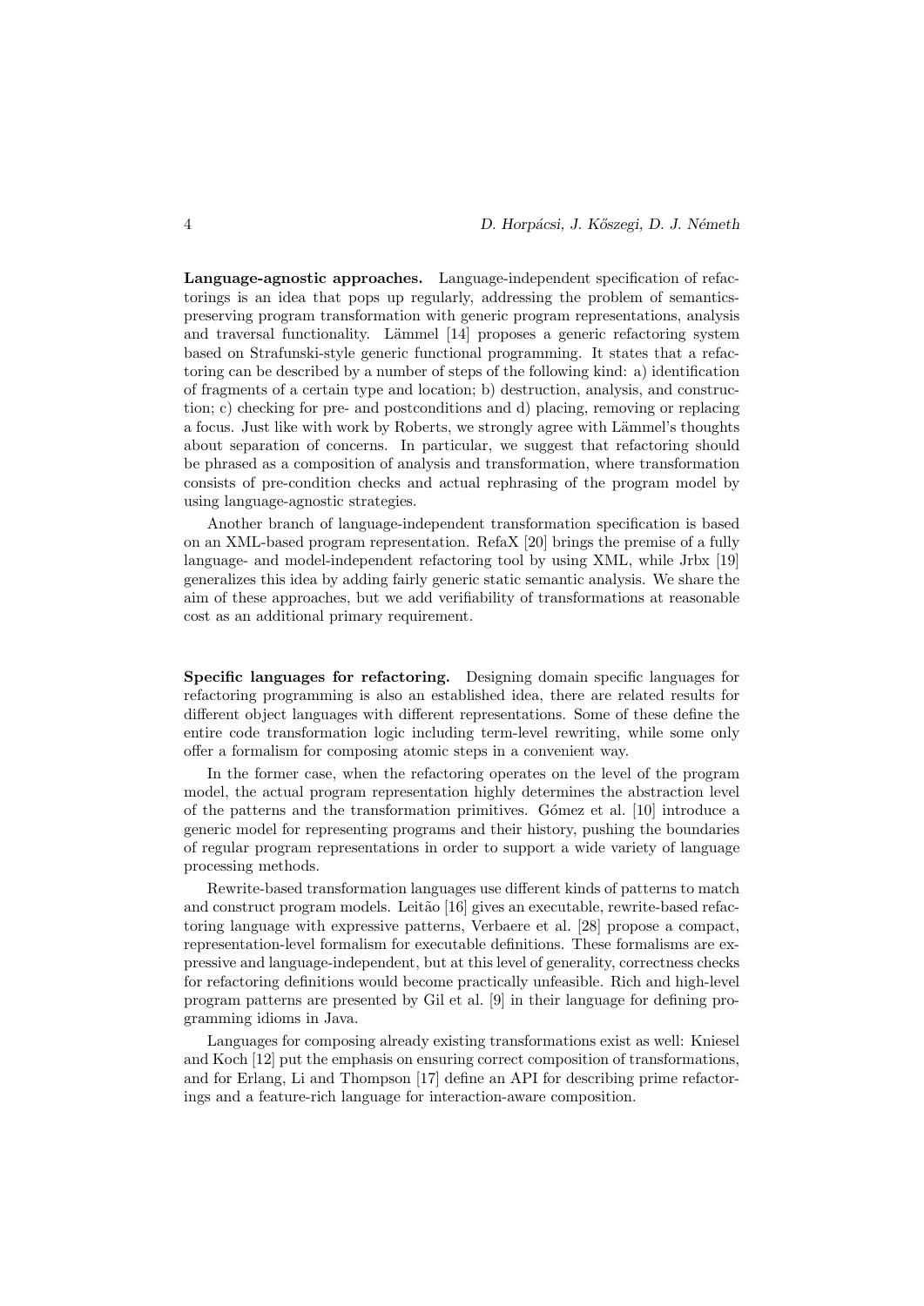**Language-agnostic approaches.** Language-independent specification of refactorings is an idea that pops up regularly, addressing the problem of semantics-preserving program transformation with generic program representations, analysis and traversal functionality. Lämmel [14] proposes a generic refactoring system based on Strafunski-style generic functional programming. It states that a refactoring can be described by a number of steps of the following kind: a) identification of fragments of a certain type and location; b) destruction, analysis, and construction; c) checking for pre- and postconditions and d) placing, removing or replacing a focus. Just like with work by Roberts, we strongly agree with Lämmel's thoughts about separation of concerns. In particular, we suggest that refactoring should be phrased as a composition of analysis and transformation, where transformation consists of pre-condition checks and actual rephrasing of the program model by using language-agnostic strategies.

Another branch of language-independent transformation specification is based on an XML-based program representation. RefaX [20] brings the premise of a fully language- and model-independent refactoring tool by using XML, while Jrbx [19] generalizes this idea by adding fairly generic static semantic analysis. We share the aim of these approaches, but we add verifiability of transformations at reasonable cost as an additional primary requirement.

**Specific languages for refactoring.** Designing domain specific languages for refactoring programming is also an established idea, there are related results for different object languages with different representations. Some of these define the entire code transformation logic including term-level rewriting, while some only offer a formalism for composing atomic steps in a convenient way.

In the former case, when the refactoring operates on the level of the program model, the actual program representation highly determines the abstraction level of the patterns and the transformation primitives. Gómez et al. [10] introduce a generic model for representing programs and their history, pushing the boundaries of regular program representations in order to support a wide variety of language processing methods.

Rewrite-based transformation languages use different kinds of patterns to match and construct program models. Leitão [16] gives an executable, rewrite-based refactoring language with expressive patterns, Verbaere et al. [28] propose a compact, representation-level formalism for executable definitions. These formalisms are expressive and language-independent, but at this level of generality, correctness checks for refactoring definitions would become practically unfeasible. Rich and high-level program patterns are presented by Gil et al. [9] in their language for defining programming idioms in Java.

Languages for composing already existing transformations exist as well: Kniesel and Koch [12] put the emphasis on ensuring correct composition of transformations, and for Erlang, Li and Thompson [17] define an API for describing prime refactorings and a feature-rich language for interaction-aware composition.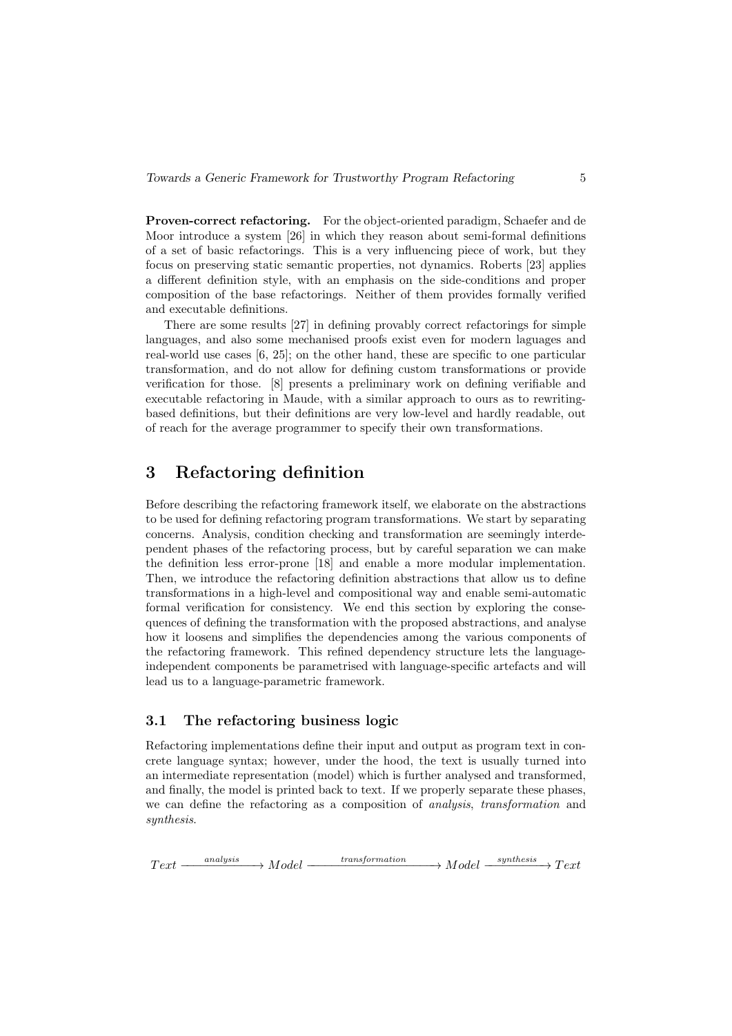**Proven-correct refactoring.** For the object-oriented paradigm, Schaefer and de Moor introduce a system [26] in which they reason about semi-formal definitions of a set of basic refactorings. This is a very influencing piece of work, but they focus on preserving static semantic properties, not dynamics. Roberts [23] applies a different definition style, with an emphasis on the side-conditions and proper composition of the base refactorings. Neither of them provides formally verified and executable definitions.

There are some results [27] in defining provably correct refactorings for simple languages, and also some mechanised proofs exist even for modern laguages and real-world use cases [6, 25]; on the other hand, these are specific to one particular transformation, and do not allow for defining custom transformations or provide verification for those. [8] presents a preliminary work on defining verifiable and executable refactoring in Maude, with a similar approach to ours as to rewriting-based definitions, but their definitions are very low-level and hardly readable, out of reach for the average programmer to specify their own transformations.

# 3 Refactoring definition

Before describing the refactoring framework itself, we elaborate on the abstractions to be used for defining refactoring program transformations. We start by separating concerns. Analysis, condition checking and transformation are seemingly interdependent phases of the refactoring process, but by careful separation we can make the definition less error-prone [18] and enable a more modular implementation. Then, we introduce the refactoring definition abstractions that allow us to define transformations in a high-level and compositional way and enable semi-automatic formal verification for consistency. We end this section by exploring the consequences of defining the transformation with the proposed abstractions, and analyse how it loosens and simplifies the dependencies among the various components of the refactoring framework. This refined dependency structure lets the language-independent components be parametrised with language-specific artefacts and will lead us to a language-parametric framework.

## 3.1 The refactoring business logic

Refactoring implementations define their input and output as program text in concrete language syntax; however, under the hood, the text is usually turned into an intermediate representation (model) which is further analysed and transformed, and finally, the model is printed back to text. If we properly separate these phases, we can define the refactoring as a composition of *analysis*, *transformation* and *synthesis*.

$$Text \xrightarrow{analysis} Model \xrightarrow{transformation} Model \xrightarrow{synthesis} Text$$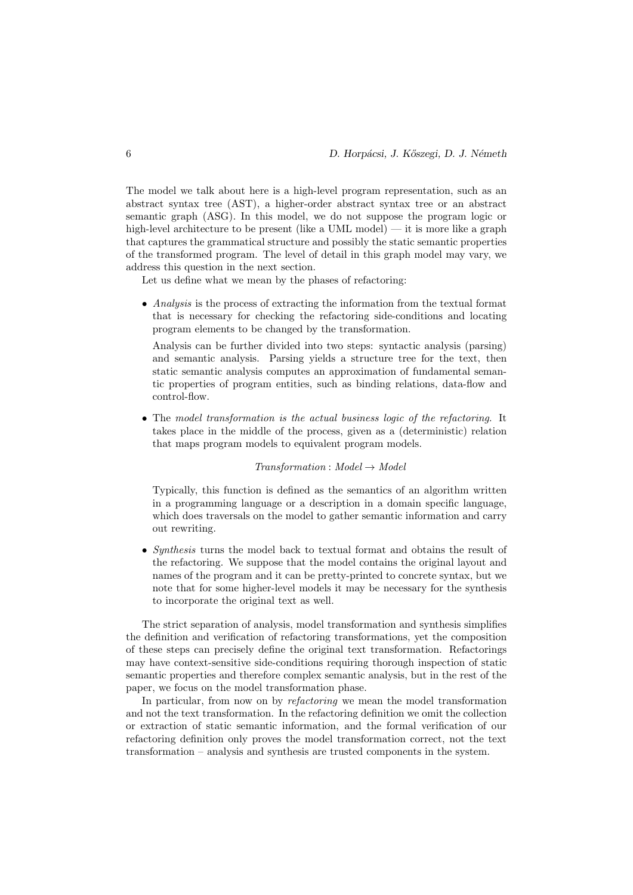The model we talk about here is a high-level program representation, such as an abstract syntax tree (AST), a higher-order abstract syntax tree or an abstract semantic graph (ASG). In this model, we do not suppose the program logic or high-level architecture to be present (like a UML model) — it is more like a graph that captures the grammatical structure and possibly the static semantic properties of the transformed program. The level of detail in this graph model may vary, we address this question in the next section.

Let us define what we mean by the phases of refactoring:

- *Analysis* is the process of extracting the information from the textual format that is necessary for checking the refactoring side-conditions and locating program elements to be changed by the transformation.

  Analysis can be further divided into two steps: syntactic analysis (parsing) and semantic analysis. Parsing yields a structure tree for the text, then static semantic analysis computes an approximation of fundamental semantic properties of program entities, such as binding relations, data-flow and control-flow.

- The *model transformation is the actual business logic of the refactoring*. It takes place in the middle of the process, given as a (deterministic) relation that maps program models to equivalent program models.

  $$\mathit{Transformation} : \mathit{Model} \rightarrow \mathit{Model}$$

  Typically, this function is defined as the semantics of an algorithm written in a programming language or a description in a domain specific language, which does traversals on the model to gather semantic information and carry out rewriting.

- *Synthesis* turns the model back to textual format and obtains the result of the refactoring. We suppose that the model contains the original layout and names of the program and it can be pretty-printed to concrete syntax, but we note that for some higher-level models it may be necessary for the synthesis to incorporate the original text as well.

The strict separation of analysis, model transformation and synthesis simplifies the definition and verification of refactoring transformations, yet the composition of these steps can precisely define the original text transformation. Refactorings may have context-sensitive side-conditions requiring thorough inspection of static semantic properties and therefore complex semantic analysis, but in the rest of the paper, we focus on the model transformation phase.

In particular, from now on by *refactoring* we mean the model transformation and not the text transformation. In the refactoring definition we omit the collection or extraction of static semantic information, and the formal verification of our refactoring definition only proves the model transformation correct, not the text transformation – analysis and synthesis are trusted components in the system.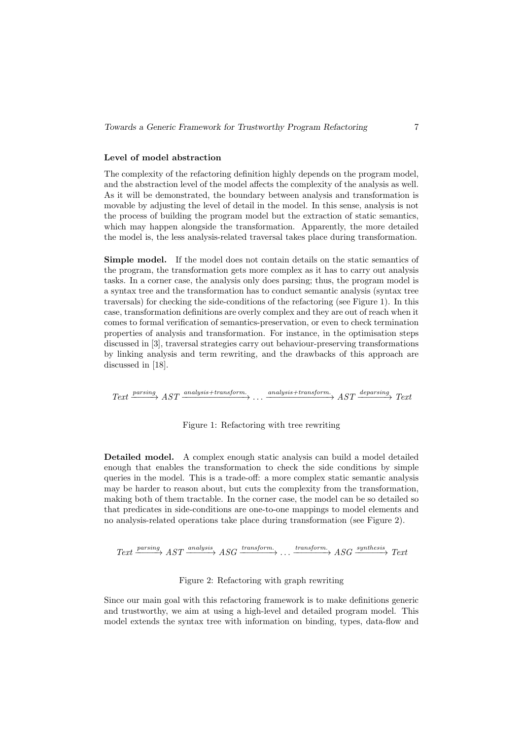**Level of model abstraction**

The complexity of the refactoring definition highly depends on the program model, and the abstraction level of the model affects the complexity of the analysis as well. As it will be demonstrated, the boundary between analysis and transformation is movable by adjusting the level of detail in the model. In this sense, analysis is not the process of building the program model but the extraction of static semantics, which may happen alongside the transformation. Apparently, the more detailed the model is, the less analysis-related traversal takes place during transformation.

**Simple model.** If the model does not contain details on the static semantics of the program, the transformation gets more complex as it has to carry out analysis tasks. In a corner case, the analysis only does parsing; thus, the program model is a syntax tree and the transformation has to conduct semantic analysis (syntax tree traversals) for checking the side-conditions of the refactoring (see Figure 1). In this case, transformation definitions are overly complex and they are out of reach when it comes to formal verification of semantics-preservation, or even to check termination properties of analysis and transformation. For instance, in the optimisation steps discussed in [3], traversal strategies carry out behaviour-preserving transformations by linking analysis and term rewriting, and the drawbacks of this approach are discussed in [18].

$$Text \xrightarrow{parsing} AST \xrightarrow{analysis+transform.} \dots \xrightarrow{analysis+transform.} AST \xrightarrow{deparsing} Text$$

Figure 1: Refactoring with tree rewriting

**Detailed model.** A complex enough static analysis can build a model detailed enough that enables the transformation to check the side conditions by simple queries in the model. This is a trade-off: a more complex static semantic analysis may be harder to reason about, but cuts the complexity from the transformation, making both of them tractable. In the corner case, the model can be so detailed so that predicates in side-conditions are one-to-one mappings to model elements and no analysis-related operations take place during transformation (see Figure 2).

$$Text \xrightarrow{parsing} AST \xrightarrow{analysis} ASG \xrightarrow{transform.} \dots \xrightarrow{transform.} ASG \xrightarrow{synthesis} Text$$

Figure 2: Refactoring with graph rewriting

Since our main goal with this refactoring framework is to make definitions generic and trustworthy, we aim at using a high-level and detailed program model. This model extends the syntax tree with information on binding, types, data-flow and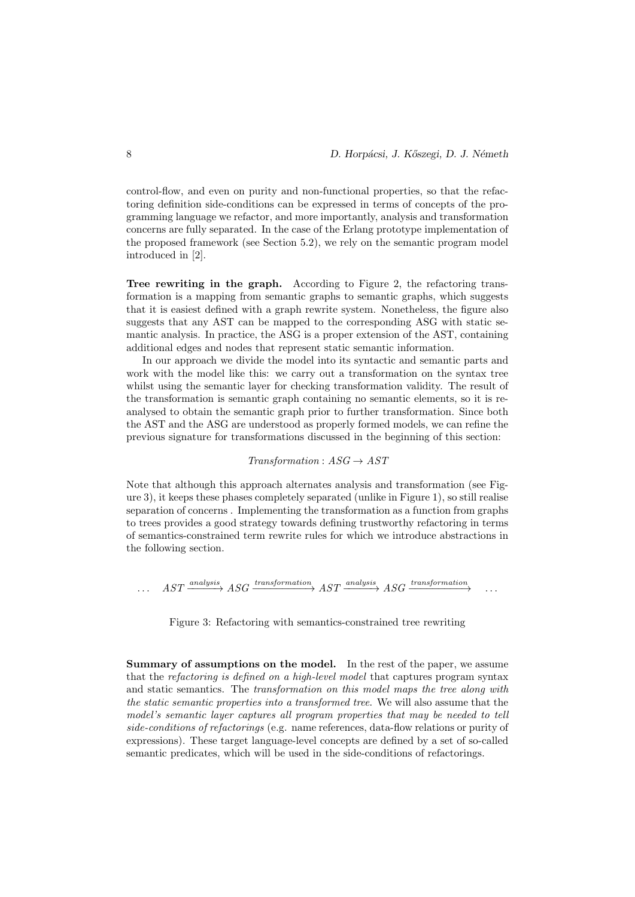control-flow, and even on purity and non-functional properties, so that the refactoring definition side-conditions can be expressed in terms of concepts of the programming language we refactor, and more importantly, analysis and transformation concerns are fully separated. In the case of the Erlang prototype implementation of the proposed framework (see Section 5.2), we rely on the semantic program model introduced in [2].

**Tree rewriting in the graph.** According to Figure 2, the refactoring transformation is a mapping from semantic graphs to semantic graphs, which suggests that it is easiest defined with a graph rewrite system. Nonetheless, the figure also suggests that any AST can be mapped to the corresponding ASG with static semantic analysis. In practice, the ASG is a proper extension of the AST, containing additional edges and nodes that represent static semantic information.

In our approach we divide the model into its syntactic and semantic parts and work with the model like this: we carry out a transformation on the syntax tree whilst using the semantic layer for checking transformation validity. The result of the transformation is semantic graph containing no semantic elements, so it is reanalysed to obtain the semantic graph prior to further transformation. Since both the AST and the ASG are understood as properly formed models, we can refine the previous signature for transformations discussed in the beginning of this section:

$$\mathit{Transformation} : ASG \rightarrow AST$$

Note that although this approach alternates analysis and transformation (see Figure 3), it keeps these phases completely separated (unlike in Figure 1), so still realise separation of concerns . Implementing the transformation as a function from graphs to trees provides a good strategy towards defining trustworthy refactoring in terms of semantics-constrained term rewrite rules for which we introduce abstractions in the following section.

$$\ldots \quad AST \xrightarrow{analysis} ASG \xrightarrow{transformation} AST \xrightarrow{analysis} ASG \xrightarrow{transformation} \quad \ldots$$

Figure 3: Refactoring with semantics-constrained tree rewriting

**Summary of assumptions on the model.** In the rest of the paper, we assume that the *refactoring is defined on a high-level model* that captures program syntax and static semantics. The *transformation on this model maps the tree along with the static semantic properties into a transformed tree*. We will also assume that the *model's semantic layer captures all program properties that may be needed to tell side-conditions of refactorings* (e.g. name references, data-flow relations or purity of expressions). These target language-level concepts are defined by a set of so-called semantic predicates, which will be used in the side-conditions of refactorings.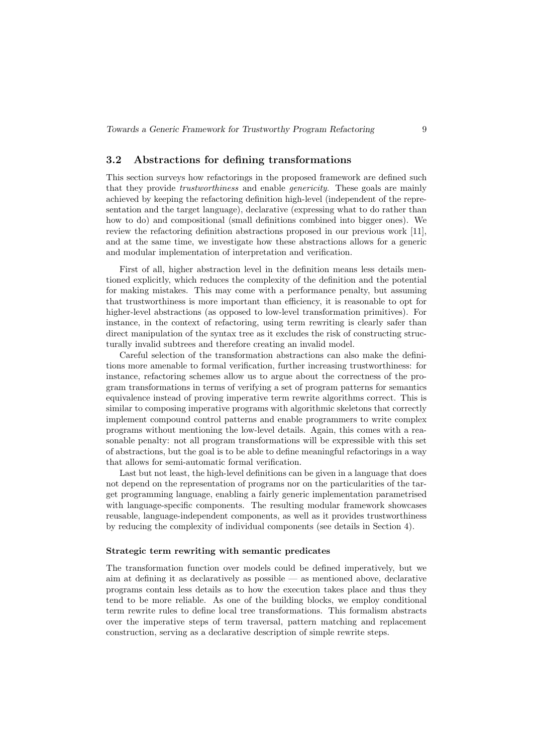## 3.2 Abstractions for defining transformations

This section surveys how refactorings in the proposed framework are defined such that they provide *trustworthiness* and enable *genericity*. These goals are mainly achieved by keeping the refactoring definition high-level (independent of the representation and the target language), declarative (expressing what to do rather than how to do) and compositional (small definitions combined into bigger ones). We review the refactoring definition abstractions proposed in our previous work [11], and at the same time, we investigate how these abstractions allows for a generic and modular implementation of interpretation and verification.

First of all, higher abstraction level in the definition means less details mentioned explicitly, which reduces the complexity of the definition and the potential for making mistakes. This may come with a performance penalty, but assuming that trustworthiness is more important than efficiency, it is reasonable to opt for higher-level abstractions (as opposed to low-level transformation primitives). For instance, in the context of refactoring, using term rewriting is clearly safer than direct manipulation of the syntax tree as it excludes the risk of constructing structurally invalid subtrees and therefore creating an invalid model.

Careful selection of the transformation abstractions can also make the definitions more amenable to formal verification, further increasing trustworthiness: for instance, refactoring schemes allow us to argue about the correctness of the program transformations in terms of verifying a set of program patterns for semantics equivalence instead of proving imperative term rewrite algorithms correct. This is similar to composing imperative programs with algorithmic skeletons that correctly implement compound control patterns and enable programmers to write complex programs without mentioning the low-level details. Again, this comes with a reasonable penalty: not all program transformations will be expressible with this set of abstractions, but the goal is to be able to define meaningful refactorings in a way that allows for semi-automatic formal verification.

Last but not least, the high-level definitions can be given in a language that does not depend on the representation of programs nor on the particularities of the target programming language, enabling a fairly generic implementation parametrised with language-specific components. The resulting modular framework showcases reusable, language-independent components, as well as it provides trustworthiness by reducing the complexity of individual components (see details in Section 4).

#### Strategic term rewriting with semantic predicates

The transformation function over models could be defined imperatively, but we aim at defining it as declaratively as possible — as mentioned above, declarative programs contain less details as to how the execution takes place and thus they tend to be more reliable. As one of the building blocks, we employ conditional term rewrite rules to define local tree transformations. This formalism abstracts over the imperative steps of term traversal, pattern matching and replacement construction, serving as a declarative description of simple rewrite steps.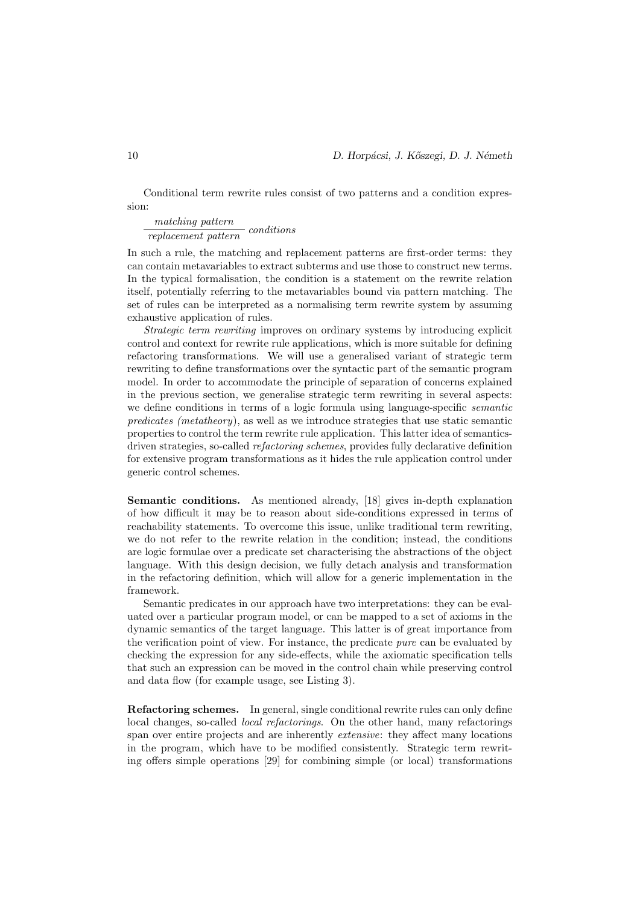Conditional term rewrite rules consist of two patterns and a condition expression:

$$\frac{\textit{matching pattern}}{\textit{replacement pattern}}\ \textit{conditions}$$

In such a rule, the matching and replacement patterns are first-order terms: they can contain metavariables to extract subterms and use those to construct new terms. In the typical formalisation, the condition is a statement on the rewrite relation itself, potentially referring to the metavariables bound via pattern matching. The set of rules can be interpreted as a normalising term rewrite system by assuming exhaustive application of rules.

*Strategic term rewriting* improves on ordinary systems by introducing explicit control and context for rewrite rule applications, which is more suitable for defining refactoring transformations. We will use a generalised variant of strategic term rewriting to define transformations over the syntactic part of the semantic program model. In order to accommodate the principle of separation of concerns explained in the previous section, we generalise strategic term rewriting in several aspects: we define conditions in terms of a logic formula using language-specific *semantic predicates (metatheory)*, as well as we introduce strategies that use static semantic properties to control the term rewrite rule application. This latter idea of semantics-driven strategies, so-called *refactoring schemes*, provides fully declarative definition for extensive program transformations as it hides the rule application control under generic control schemes.

**Semantic conditions.** As mentioned already, [18] gives in-depth explanation of how difficult it may be to reason about side-conditions expressed in terms of reachability statements. To overcome this issue, unlike traditional term rewriting, we do not refer to the rewrite relation in the condition; instead, the conditions are logic formulae over a predicate set characterising the abstractions of the object language. With this design decision, we fully detach analysis and transformation in the refactoring definition, which will allow for a generic implementation in the framework.

Semantic predicates in our approach have two interpretations: they can be evaluated over a particular program model, or can be mapped to a set of axioms in the dynamic semantics of the target language. This latter is of great importance from the verification point of view. For instance, the predicate *pure* can be evaluated by checking the expression for any side-effects, while the axiomatic specification tells that such an expression can be moved in the control chain while preserving control and data flow (for example usage, see Listing 3).

**Refactoring schemes.** In general, single conditional rewrite rules can only define local changes, so-called *local refactorings*. On the other hand, many refactorings span over entire projects and are inherently *extensive*: they affect many locations in the program, which have to be modified consistently. Strategic term rewriting offers simple operations [29] for combining simple (or local) transformations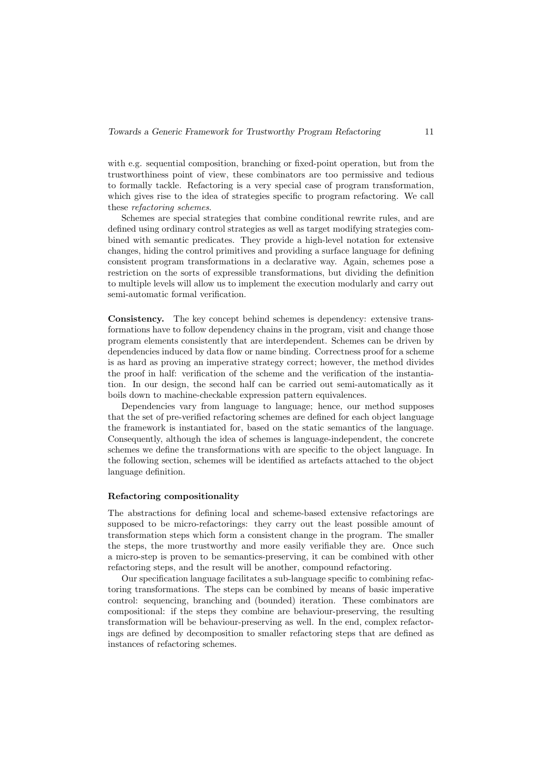with e.g. sequential composition, branching or fixed-point operation, but from the trustworthiness point of view, these combinators are too permissive and tedious to formally tackle. Refactoring is a very special case of program transformation, which gives rise to the idea of strategies specific to program refactoring. We call these *refactoring schemes*.

Schemes are special strategies that combine conditional rewrite rules, and are defined using ordinary control strategies as well as target modifying strategies combined with semantic predicates. They provide a high-level notation for extensive changes, hiding the control primitives and providing a surface language for defining consistent program transformations in a declarative way. Again, schemes pose a restriction on the sorts of expressible transformations, but dividing the definition to multiple levels will allow us to implement the execution modularly and carry out semi-automatic formal verification.

**Consistency.** The key concept behind schemes is dependency: extensive transformations have to follow dependency chains in the program, visit and change those program elements consistently that are interdependent. Schemes can be driven by dependencies induced by data flow or name binding. Correctness proof for a scheme is as hard as proving an imperative strategy correct; however, the method divides the proof in half: verification of the scheme and the verification of the instantiation. In our design, the second half can be carried out semi-automatically as it boils down to machine-checkable expression pattern equivalences.

Dependencies vary from language to language; hence, our method supposes that the set of pre-verified refactoring schemes are defined for each object language the framework is instantiated for, based on the static semantics of the language. Consequently, although the idea of schemes is language-independent, the concrete schemes we define the transformations with are specific to the object language. In the following section, schemes will be identified as artefacts attached to the object language definition.

### Refactoring compositionality

The abstractions for defining local and scheme-based extensive refactorings are supposed to be micro-refactorings: they carry out the least possible amount of transformation steps which form a consistent change in the program. The smaller the steps, the more trustworthy and more easily verifiable they are. Once such a micro-step is proven to be semantics-preserving, it can be combined with other refactoring steps, and the result will be another, compound refactoring.

Our specification language facilitates a sub-language specific to combining refactoring transformations. The steps can be combined by means of basic imperative control: sequencing, branching and (bounded) iteration. These combinators are compositional: if the steps they combine are behaviour-preserving, the resulting transformation will be behaviour-preserving as well. In the end, complex refactorings are defined by decomposition to smaller refactoring steps that are defined as instances of refactoring schemes.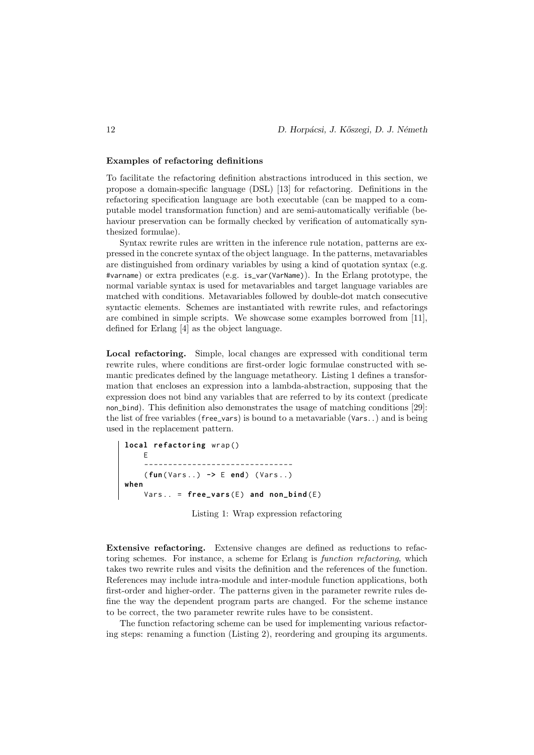### Examples of refactoring definitions

To facilitate the refactoring definition abstractions introduced in this section, we propose a domain-specific language (DSL) [13] for refactoring. Definitions in the refactoring specification language are both executable (can be mapped to a computable model transformation function) and are semi-automatically verifiable (behaviour preservation can be formally checked by verification of automatically synthesized formulae).

Syntax rewrite rules are written in the inference rule notation, patterns are expressed in the concrete syntax of the object language. In the patterns, metavariables are distinguished from ordinary variables by using a kind of quotation syntax (e.g. `#varname`) or extra predicates (e.g. `is_var(VarName)`). In the Erlang prototype, the normal variable syntax is used for metavariables and target language variables are matched with conditions. Metavariables followed by double-dot match consecutive syntactic elements. Schemes are instantiated with rewrite rules, and refactorings are combined in simple scripts. We showcase some examples borrowed from [11], defined for Erlang [4] as the object language.

**Local refactoring.** Simple, local changes are expressed with conditional term rewrite rules, where conditions are first-order logic formulae constructed with semantic predicates defined by the language metatheory. Listing 1 defines a transformation that encloses an expression into a lambda-abstraction, supposing that the expression does not bind any variables that are referred to by its context (predicate `non_bind`). This definition also demonstrates the usage of matching conditions [29]: the list of free variables (`free_vars`) is bound to a metavariable (`Vars..`) and is being used in the replacement pattern.

```
local refactoring wrap()
    E
    ------------------------------
    (fun(Vars..) -> E end) (Vars..)
when
    Vars.. = free_vars(E) and non_bind(E)
```

Listing 1: Wrap expression refactoring

**Extensive refactoring.** Extensive changes are defined as reductions to refactoring schemes. For instance, a scheme for Erlang is *function refactoring*, which takes two rewrite rules and visits the definition and the references of the function. References may include intra-module and inter-module function applications, both first-order and higher-order. The patterns given in the parameter rewrite rules define the way the dependent program parts are changed. For the scheme instance to be correct, the two parameter rewrite rules have to be consistent.

The function refactoring scheme can be used for implementing various refactoring steps: renaming a function (Listing 2), reordering and grouping its arguments.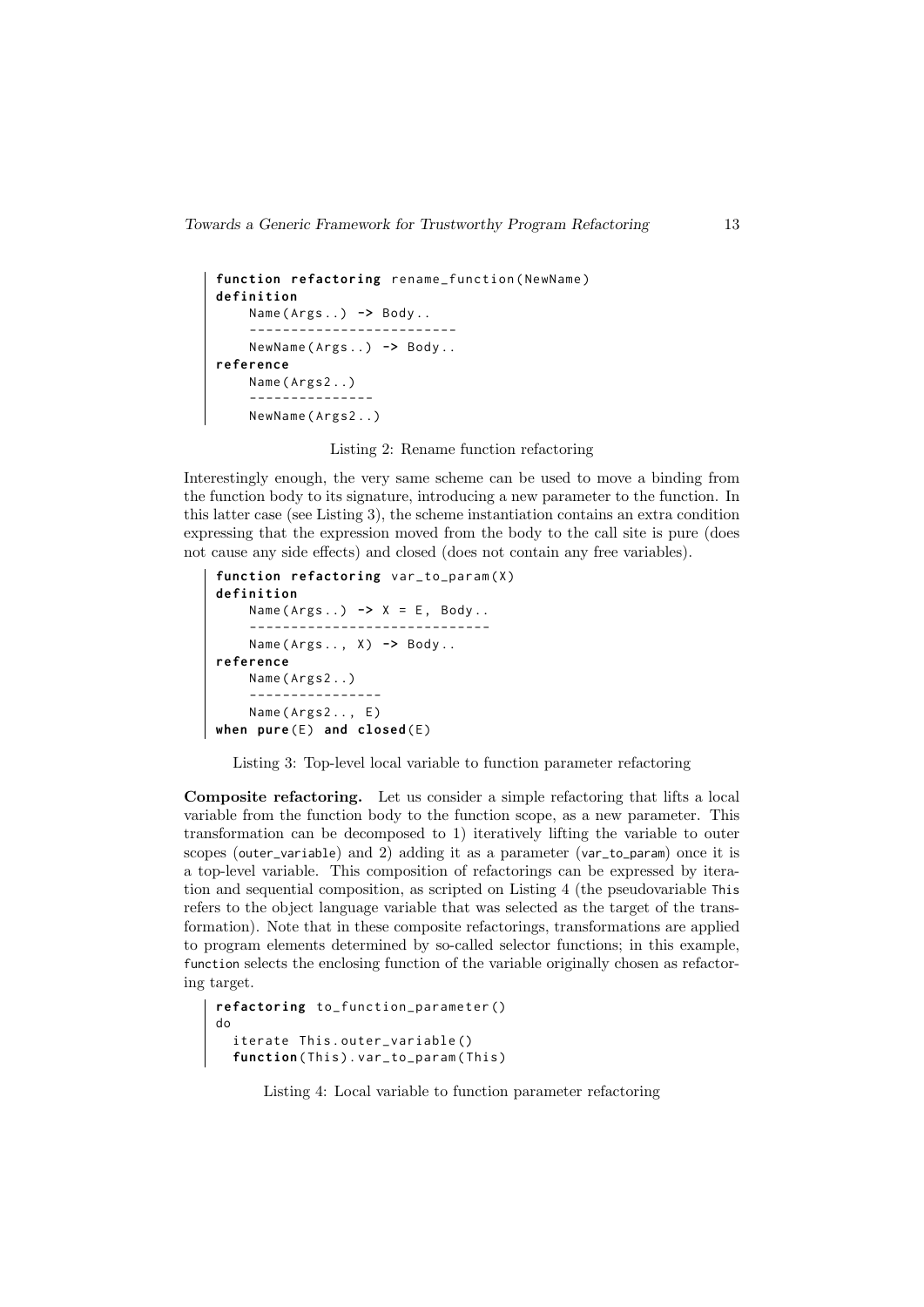```
function refactoring rename_function(NewName)
definition
    Name(Args..) -> Body..
    -------------------------
    NewName(Args..) -> Body..
reference
    Name(Args2..)
    ---------------
    NewName(Args2..)
```

Listing 2: Rename function refactoring

Interestingly enough, the very same scheme can be used to move a binding from the function body to its signature, introducing a new parameter to the function. In this latter case (see Listing 3), the scheme instantiation contains an extra condition expressing that the expression moved from the body to the call site is pure (does not cause any side effects) and closed (does not contain any free variables).

```
function refactoring var_to_param(X)
definition
    Name(Args..) -> X = E, Body..
    -----------------------------
    Name(Args.., X) -> Body..
reference
    Name(Args2..)
    ----------------
    Name(Args2.., E)
when pure(E) and closed(E)
```

Listing 3: Top-level local variable to function parameter refactoring

**Composite refactoring.** Let us consider a simple refactoring that lifts a local variable from the function body to the function scope, as a new parameter. This transformation can be decomposed to 1) iteratively lifting the variable to outer scopes (`outer_variable`) and 2) adding it as a parameter (`var_to_param`) once it is a top-level variable. This composition of refactorings can be expressed by iteration and sequential composition, as scripted on Listing 4 (the pseudovariable `This` refers to the object language variable that was selected as the target of the transformation). Note that in these composite refactorings, transformations are applied to program elements determined by so-called selector functions; in this example, `function` selects the enclosing function of the variable originally chosen as refactoring target.

```
refactoring to_function_parameter()
do
  iterate This.outer_variable()
  function(This).var_to_param(This)
```

Listing 4: Local variable to function parameter refactoring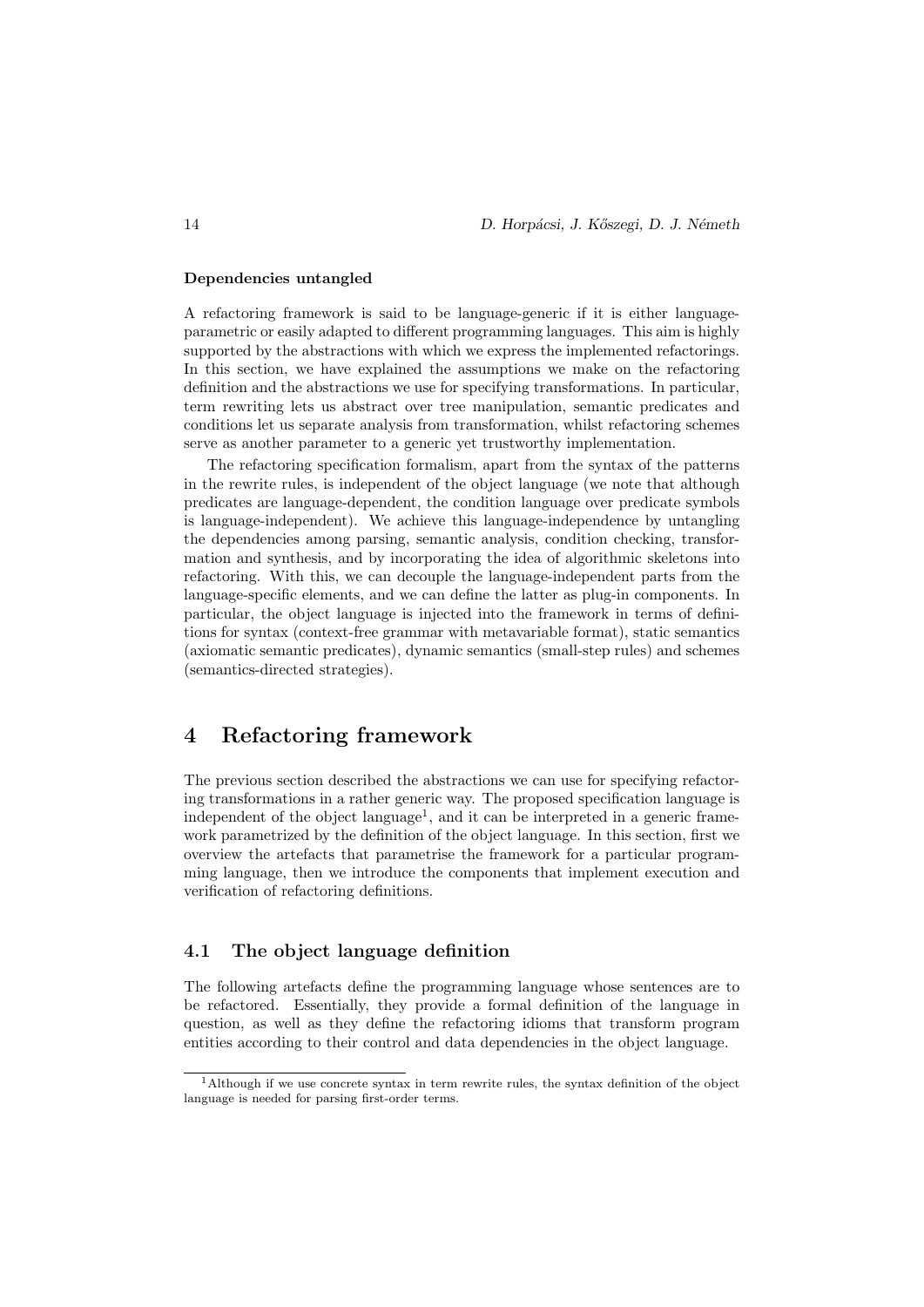**Dependencies untangled**

A refactoring framework is said to be language-generic if it is either language-parametric or easily adapted to different programming languages. This aim is highly supported by the abstractions with which we express the implemented refactorings. In this section, we have explained the assumptions we make on the refactoring definition and the abstractions we use for specifying transformations. In particular, term rewriting lets us abstract over tree manipulation, semantic predicates and conditions let us separate analysis from transformation, whilst refactoring schemes serve as another parameter to a generic yet trustworthy implementation.

The refactoring specification formalism, apart from the syntax of the patterns in the rewrite rules, is independent of the object language (we note that although predicates are language-dependent, the condition language over predicate symbols is language-independent). We achieve this language-independence by untangling the dependencies among parsing, semantic analysis, condition checking, transformation and synthesis, and by incorporating the idea of algorithmic skeletons into refactoring. With this, we can decouple the language-independent parts from the language-specific elements, and we can define the latter as plug-in components. In particular, the object language is injected into the framework in terms of definitions for syntax (context-free grammar with metavariable format), static semantics (axiomatic semantic predicates), dynamic semantics (small-step rules) and schemes (semantics-directed strategies).

# 4 Refactoring framework

The previous section described the abstractions we can use for specifying refactoring transformations in a rather generic way. The proposed specification language is independent of the object language[1], and it can be interpreted in a generic framework parametrized by the definition of the object language. In this section, first we overview the artefacts that parametrise the framework for a particular programming language, then we introduce the components that implement execution and verification of refactoring definitions.

## 4.1 The object language definition

The following artefacts define the programming language whose sentences are to be refactored. Essentially, they provide a formal definition of the language in question, as well as they define the refactoring idioms that transform program entities according to their control and data dependencies in the object language.

[1] Although if we use concrete syntax in term rewrite rules, the syntax definition of the object language is needed for parsing first-order terms.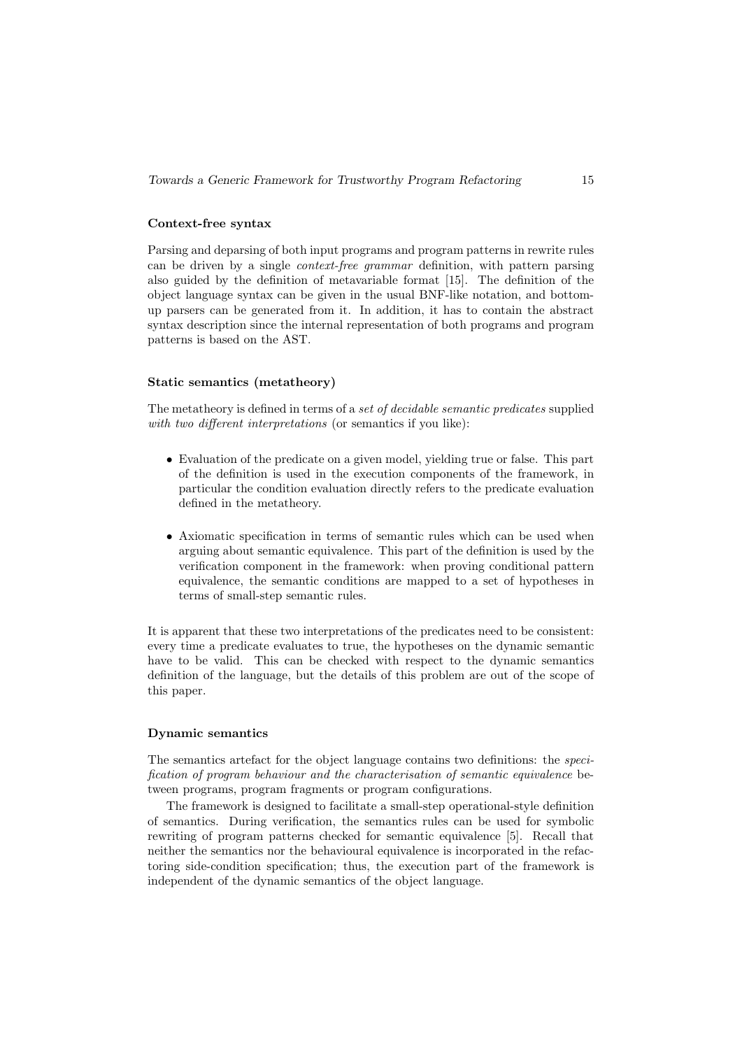### Context-free syntax

Parsing and deparsing of both input programs and program patterns in rewrite rules can be driven by a single *context-free grammar* definition, with pattern parsing also guided by the definition of metavariable format [15]. The definition of the object language syntax can be given in the usual BNF-like notation, and bottom-up parsers can be generated from it. In addition, it has to contain the abstract syntax description since the internal representation of both programs and program patterns is based on the AST.

### Static semantics (metatheory)

The metatheory is defined in terms of a *set of decidable semantic predicates* supplied *with two different interpretations* (or semantics if you like):

- Evaluation of the predicate on a given model, yielding true or false. This part of the definition is used in the execution components of the framework, in particular the condition evaluation directly refers to the predicate evaluation defined in the metatheory.
- Axiomatic specification in terms of semantic rules which can be used when arguing about semantic equivalence. This part of the definition is used by the verification component in the framework: when proving conditional pattern equivalence, the semantic conditions are mapped to a set of hypotheses in terms of small-step semantic rules.

It is apparent that these two interpretations of the predicates need to be consistent: every time a predicate evaluates to true, the hypotheses on the dynamic semantic have to be valid. This can be checked with respect to the dynamic semantics definition of the language, but the details of this problem are out of the scope of this paper.

### Dynamic semantics

The semantics artefact for the object language contains two definitions: the *specification of program behaviour and the characterisation of semantic equivalence* between programs, program fragments or program configurations.

The framework is designed to facilitate a small-step operational-style definition of semantics. During verification, the semantics rules can be used for symbolic rewriting of program patterns checked for semantic equivalence [5]. Recall that neither the semantics nor the behavioural equivalence is incorporated in the refactoring side-condition specification; thus, the execution part of the framework is independent of the dynamic semantics of the object language.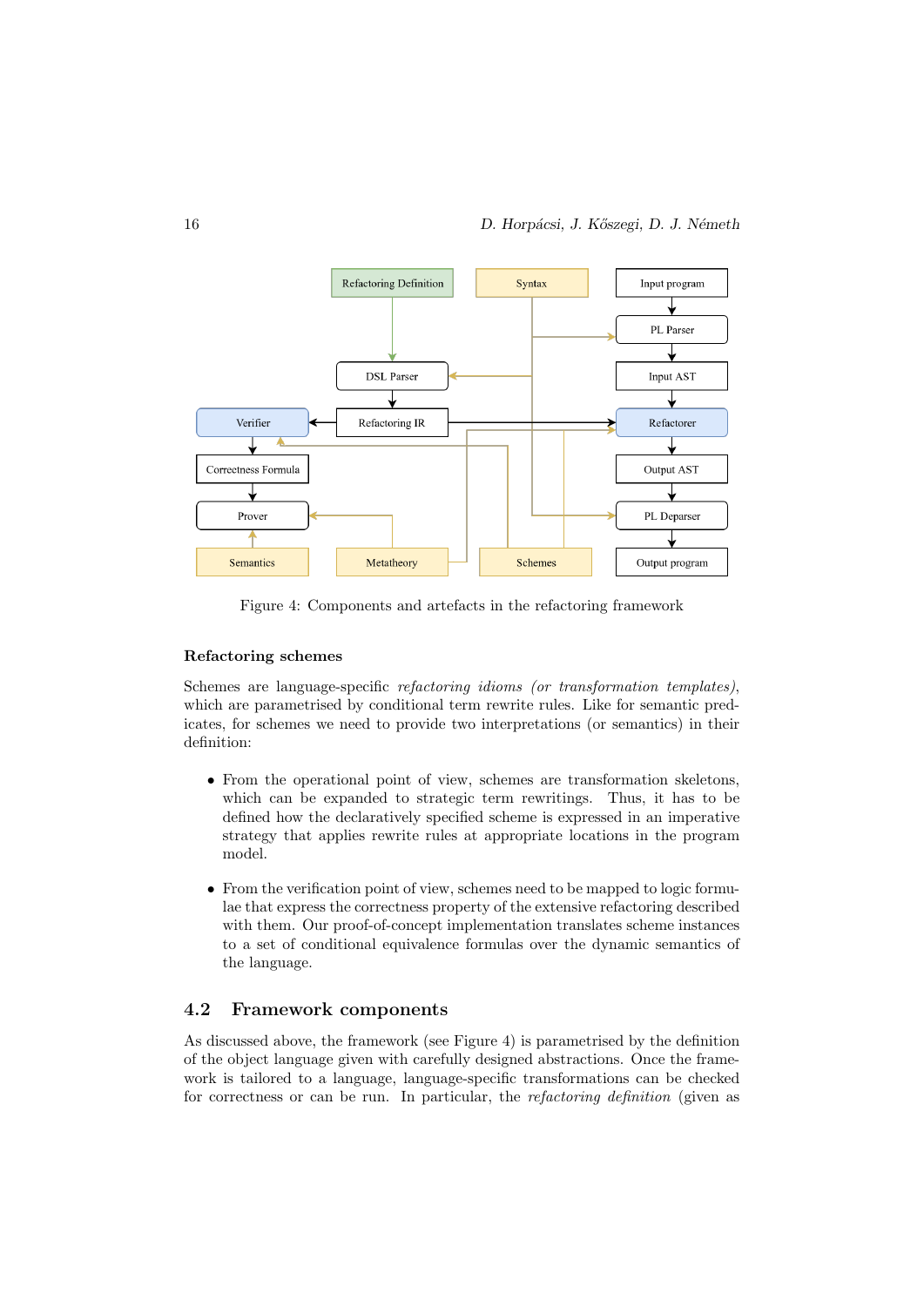Figure 4: Components and artefacts in the refactoring framework

### Refactoring schemes

Schemes are language-specific *refactoring idioms (or transformation templates)*, which are parametrised by conditional term rewrite rules. Like for semantic predicates, for schemes we need to provide two interpretations (or semantics) in their definition:

- From the operational point of view, schemes are transformation skeletons, which can be expanded to strategic term rewritings. Thus, it has to be defined how the declaratively specified scheme is expressed in an imperative strategy that applies rewrite rules at appropriate locations in the program model.
- From the verification point of view, schemes need to be mapped to logic formulae that express the correctness property of the extensive refactoring described with them. Our proof-of-concept implementation translates scheme instances to a set of conditional equivalence formulas over the dynamic semantics of the language.

## 4.2 Framework components

As discussed above, the framework (see Figure 4) is parametrised by the definition of the object language given with carefully designed abstractions. Once the framework is tailored to a language, language-specific transformations can be checked for correctness or can be run. In particular, the *refactoring definition* (given as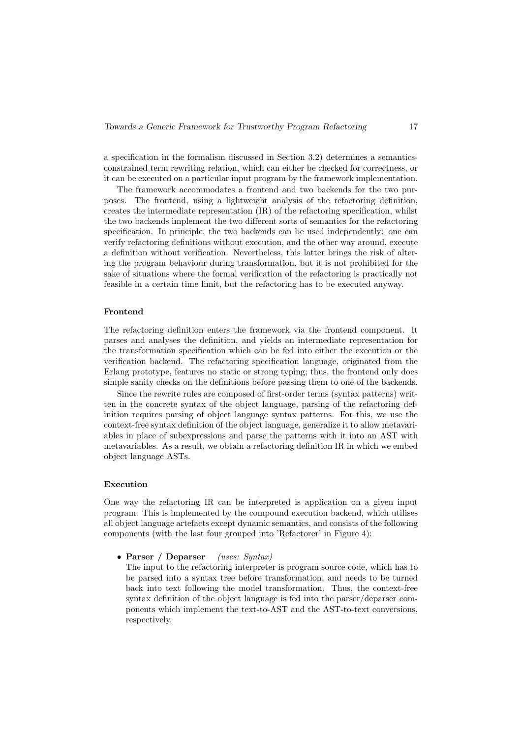a specification in the formalism discussed in Section 3.2) determines a semantics-constrained term rewriting relation, which can either be checked for correctness, or it can be executed on a particular input program by the framework implementation.

The framework accommodates a frontend and two backends for the two purposes. The frontend, using a lightweight analysis of the refactoring definition, creates the intermediate representation (IR) of the refactoring specification, whilst the two backends implement the two different sorts of semantics for the refactoring specification. In principle, the two backends can be used independently: one can verify refactoring definitions without execution, and the other way around, execute a definition without verification. Nevertheless, this latter brings the risk of altering the program behaviour during transformation, but it is not prohibited for the sake of situations where the formal verification of the refactoring is practically not feasible in a certain time limit, but the refactoring has to be executed anyway.

#### Frontend

The refactoring definition enters the framework via the frontend component. It parses and analyses the definition, and yields an intermediate representation for the transformation specification which can be fed into either the execution or the verification backend. The refactoring specification language, originated from the Erlang prototype, features no static or strong typing; thus, the frontend only does simple sanity checks on the definitions before passing them to one of the backends.

Since the rewrite rules are composed of first-order terms (syntax patterns) written in the concrete syntax of the object language, parsing of the refactoring definition requires parsing of object language syntax patterns. For this, we use the context-free syntax definition of the object language, generalize it to allow metavariables in place of subexpressions and parse the patterns with it into an AST with metavariables. As a result, we obtain a refactoring definition IR in which we embed object language ASTs.

#### Execution

One way the refactoring IR can be interpreted is application on a given input program. This is implemented by the compound execution backend, which utilises all object language artefacts except dynamic semantics, and consists of the following components (with the last four grouped into 'Refactorer' in Figure 4):

- **Parser / Deparser** *(uses: Syntax)*
  The input to the refactoring interpreter is program source code, which has to be parsed into a syntax tree before transformation, and needs to be turned back into text following the model transformation. Thus, the context-free syntax definition of the object language is fed into the parser/deparser components which implement the text-to-AST and the AST-to-text conversions, respectively.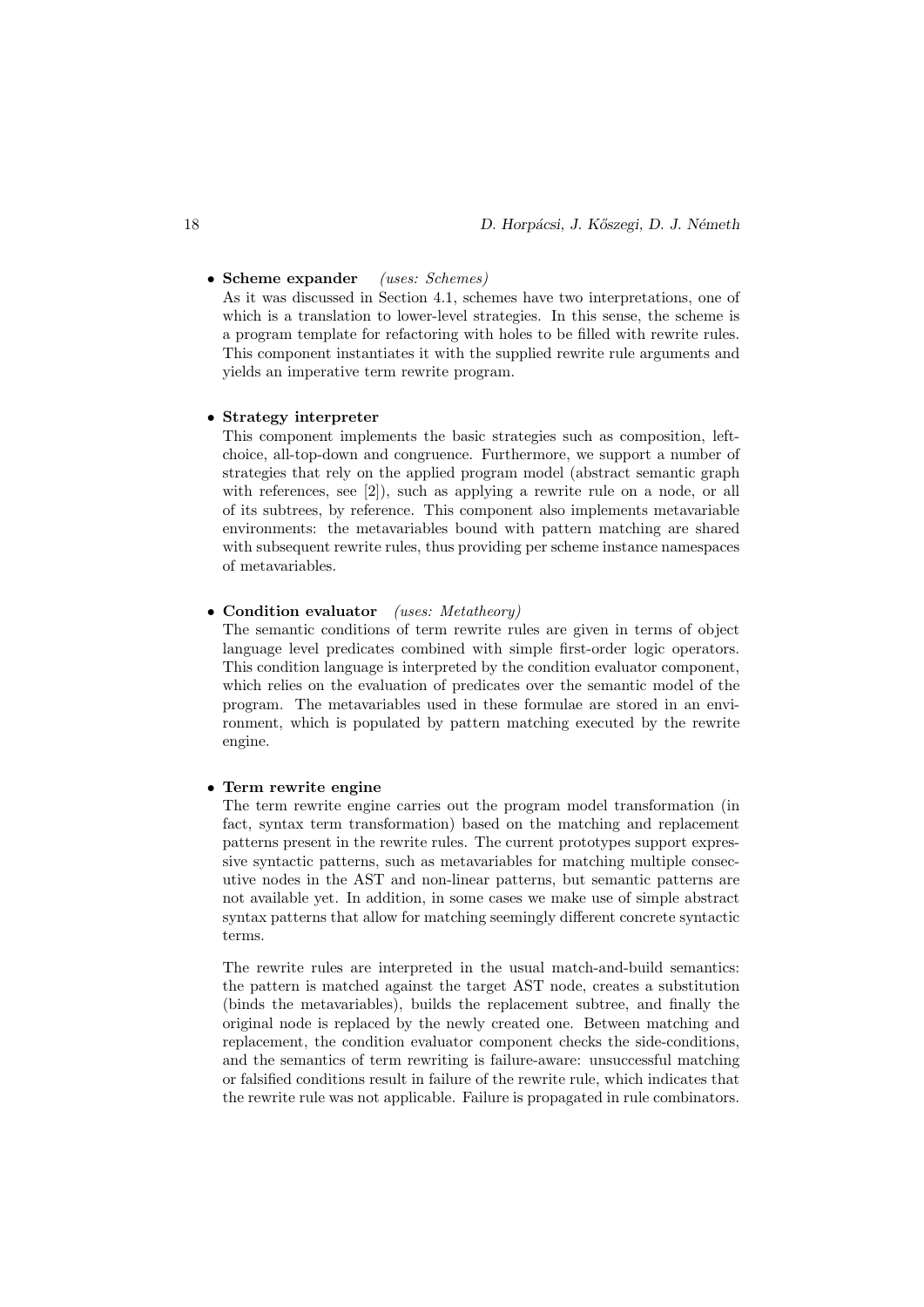- **Scheme expander** *(uses: Schemes)*
  As it was discussed in Section 4.1, schemes have two interpretations, one of which is a translation to lower-level strategies. In this sense, the scheme is a program template for refactoring with holes to be filled with rewrite rules. This component instantiates it with the supplied rewrite rule arguments and yields an imperative term rewrite program.

- **Strategy interpreter**
  This component implements the basic strategies such as composition, left-choice, all-top-down and congruence. Furthermore, we support a number of strategies that rely on the applied program model (abstract semantic graph with references, see [2]), such as applying a rewrite rule on a node, or all of its subtrees, by reference. This component also implements metavariable environments: the metavariables bound with pattern matching are shared with subsequent rewrite rules, thus providing per scheme instance namespaces of metavariables.

- **Condition evaluator** *(uses: Metatheory)*
  The semantic conditions of term rewrite rules are given in terms of object language level predicates combined with simple first-order logic operators. This condition language is interpreted by the condition evaluator component, which relies on the evaluation of predicates over the semantic model of the program. The metavariables used in these formulae are stored in an environment, which is populated by pattern matching executed by the rewrite engine.

- **Term rewrite engine**
  The term rewrite engine carries out the program model transformation (in fact, syntax term transformation) based on the matching and replacement patterns present in the rewrite rules. The current prototypes support expressive syntactic patterns, such as metavariables for matching multiple consecutive nodes in the AST and non-linear patterns, but semantic patterns are not available yet. In addition, in some cases we make use of simple abstract syntax patterns that allow for matching seemingly different concrete syntactic terms.

  The rewrite rules are interpreted in the usual match-and-build semantics: the pattern is matched against the target AST node, creates a substitution (binds the metavariables), builds the replacement subtree, and finally the original node is replaced by the newly created one. Between matching and replacement, the condition evaluator component checks the side-conditions, and the semantics of term rewriting is failure-aware: unsuccessful matching or falsified conditions result in failure of the rewrite rule, which indicates that the rewrite rule was not applicable. Failure is propagated in rule combinators.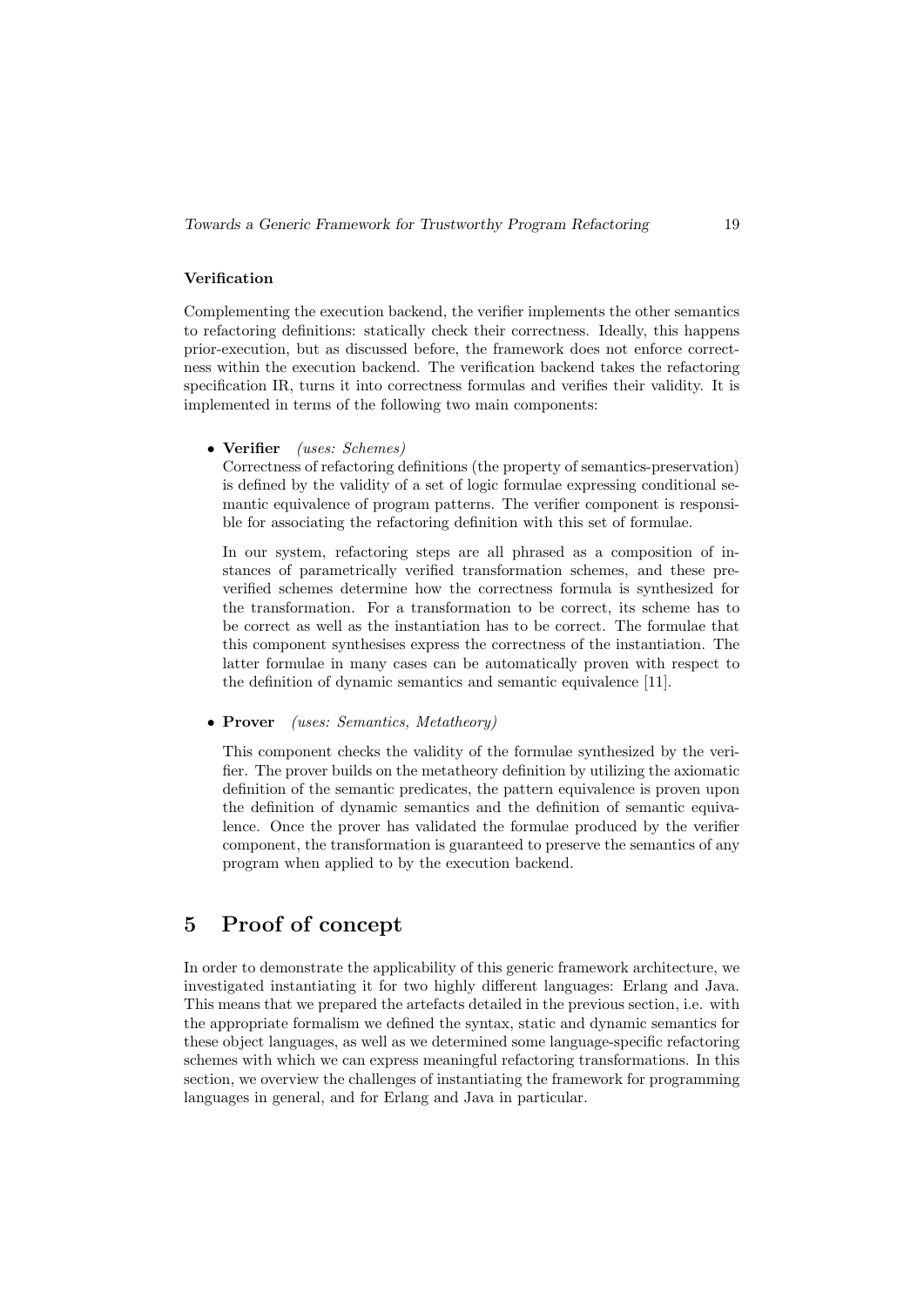### Verification

Complementing the execution backend, the verifier implements the other semantics to refactoring definitions: statically check their correctness. Ideally, this happens prior-execution, but as discussed before, the framework does not enforce correctness within the execution backend. The verification backend takes the refactoring specification IR, turns it into correctness formulas and verifies their validity. It is implemented in terms of the following two main components:

- **Verifier** *(uses: Schemes)*

  Correctness of refactoring definitions (the property of semantics-preservation) is defined by the validity of a set of logic formulae expressing conditional semantic equivalence of program patterns. The verifier component is responsible for associating the refactoring definition with this set of formulae.

  In our system, refactoring steps are all phrased as a composition of instances of parametrically verified transformation schemes, and these preverified schemes determine how the correctness formula is synthesized for the transformation. For a transformation to be correct, its scheme has to be correct as well as the instantiation has to be correct. The formulae that this component synthesises express the correctness of the instantiation. The latter formulae in many cases can be automatically proven with respect to the definition of dynamic semantics and semantic equivalence [11].

- **Prover** *(uses: Semantics, Metatheory)*

  This component checks the validity of the formulae synthesized by the verifier. The prover builds on the metatheory definition by utilizing the axiomatic definition of the semantic predicates, the pattern equivalence is proven upon the definition of dynamic semantics and the definition of semantic equivalence. Once the prover has validated the formulae produced by the verifier component, the transformation is guaranteed to preserve the semantics of any program when applied to by the execution backend.

## 5 Proof of concept

In order to demonstrate the applicability of this generic framework architecture, we investigated instantiating it for two highly different languages: Erlang and Java. This means that we prepared the artefacts detailed in the previous section, i.e. with the appropriate formalism we defined the syntax, static and dynamic semantics for these object languages, as well as we determined some language-specific refactoring schemes with which we can express meaningful refactoring transformations. In this section, we overview the challenges of instantiating the framework for programming languages in general, and for Erlang and Java in particular.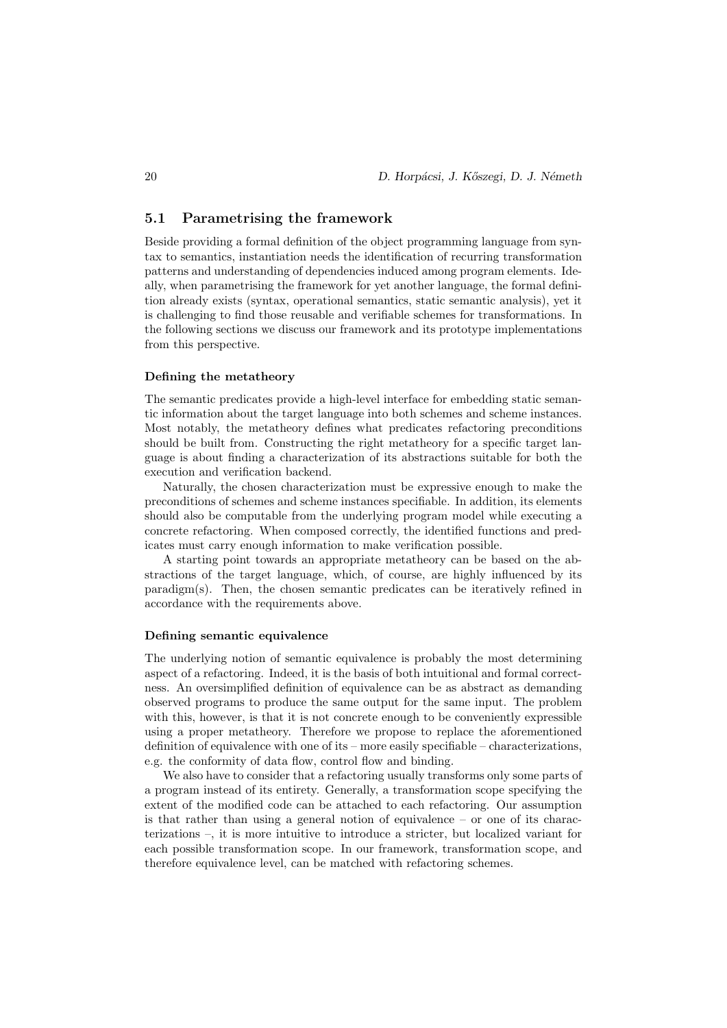## 5.1 Parametrising the framework

Beside providing a formal definition of the object programming language from syntax to semantics, instantiation needs the identification of recurring transformation patterns and understanding of dependencies induced among program elements. Ideally, when parametrising the framework for yet another language, the formal definition already exists (syntax, operational semantics, static semantic analysis), yet it is challenging to find those reusable and verifiable schemes for transformations. In the following sections we discuss our framework and its prototype implementations from this perspective.

#### Defining the metatheory

The semantic predicates provide a high-level interface for embedding static semantic information about the target language into both schemes and scheme instances. Most notably, the metatheory defines what predicates refactoring preconditions should be built from. Constructing the right metatheory for a specific target language is about finding a characterization of its abstractions suitable for both the execution and verification backend.

Naturally, the chosen characterization must be expressive enough to make the preconditions of schemes and scheme instances specifiable. In addition, its elements should also be computable from the underlying program model while executing a concrete refactoring. When composed correctly, the identified functions and predicates must carry enough information to make verification possible.

A starting point towards an appropriate metatheory can be based on the abstractions of the target language, which, of course, are highly influenced by its paradigm(s). Then, the chosen semantic predicates can be iteratively refined in accordance with the requirements above.

#### Defining semantic equivalence

The underlying notion of semantic equivalence is probably the most determining aspect of a refactoring. Indeed, it is the basis of both intuitional and formal correctness. An oversimplified definition of equivalence can be as abstract as demanding observed programs to produce the same output for the same input. The problem with this, however, is that it is not concrete enough to be conveniently expressible using a proper metatheory. Therefore we propose to replace the aforementioned definition of equivalence with one of its – more easily specifiable – characterizations, e.g. the conformity of data flow, control flow and binding.

We also have to consider that a refactoring usually transforms only some parts of a program instead of its entirety. Generally, a transformation scope specifying the extent of the modified code can be attached to each refactoring. Our assumption is that rather than using a general notion of equivalence – or one of its characterizations –, it is more intuitive to introduce a stricter, but localized variant for each possible transformation scope. In our framework, transformation scope, and therefore equivalence level, can be matched with refactoring schemes.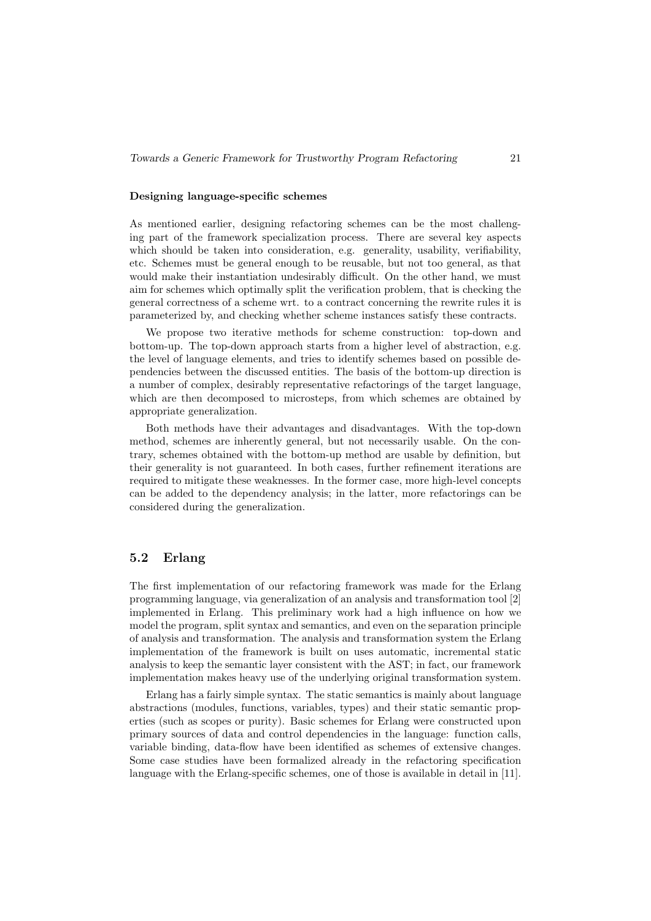**Designing language-specific schemes**

As mentioned earlier, designing refactoring schemes can be the most challenging part of the framework specialization process. There are several key aspects which should be taken into consideration, e.g. generality, usability, verifiability, etc. Schemes must be general enough to be reusable, but not too general, as that would make their instantiation undesirably difficult. On the other hand, we must aim for schemes which optimally split the verification problem, that is checking the general correctness of a scheme wrt. to a contract concerning the rewrite rules it is parameterized by, and checking whether scheme instances satisfy these contracts.

We propose two iterative methods for scheme construction: top-down and bottom-up. The top-down approach starts from a higher level of abstraction, e.g. the level of language elements, and tries to identify schemes based on possible dependencies between the discussed entities. The basis of the bottom-up direction is a number of complex, desirably representative refactorings of the target language, which are then decomposed to microsteps, from which schemes are obtained by appropriate generalization.

Both methods have their advantages and disadvantages. With the top-down method, schemes are inherently general, but not necessarily usable. On the contrary, schemes obtained with the bottom-up method are usable by definition, but their generality is not guaranteed. In both cases, further refinement iterations are required to mitigate these weaknesses. In the former case, more high-level concepts can be added to the dependency analysis; in the latter, more refactorings can be considered during the generalization.

## 5.2 Erlang

The first implementation of our refactoring framework was made for the Erlang programming language, via generalization of an analysis and transformation tool [2] implemented in Erlang. This preliminary work had a high influence on how we model the program, split syntax and semantics, and even on the separation principle of analysis and transformation. The analysis and transformation system the Erlang implementation of the framework is built on uses automatic, incremental static analysis to keep the semantic layer consistent with the AST; in fact, our framework implementation makes heavy use of the underlying original transformation system.

Erlang has a fairly simple syntax. The static semantics is mainly about language abstractions (modules, functions, variables, types) and their static semantic properties (such as scopes or purity). Basic schemes for Erlang were constructed upon primary sources of data and control dependencies in the language: function calls, variable binding, data-flow have been identified as schemes of extensive changes. Some case studies have been formalized already in the refactoring specification language with the Erlang-specific schemes, one of those is available in detail in [11].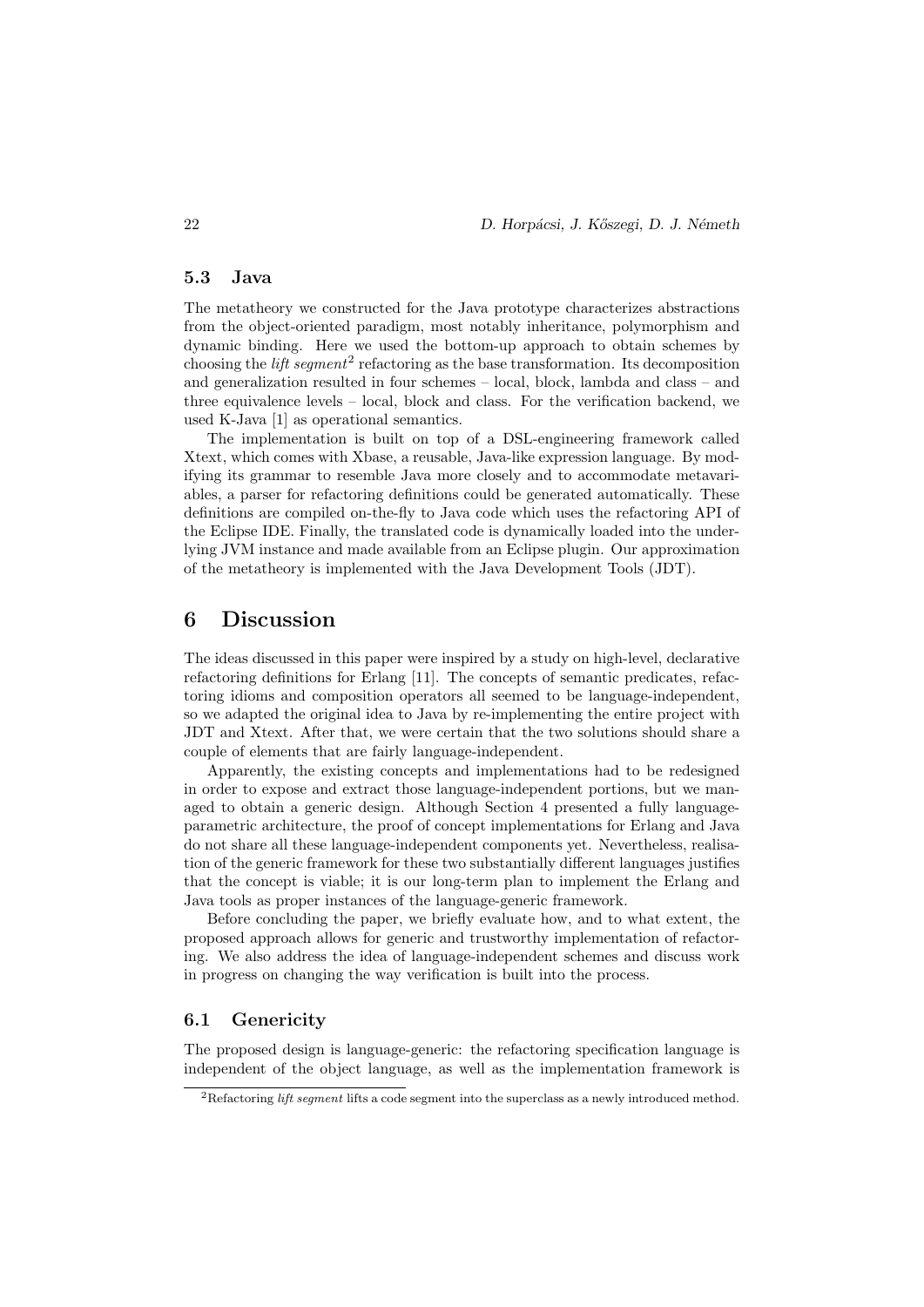### 5.3 Java

The metatheory we constructed for the Java prototype characterizes abstractions from the object-oriented paradigm, most notably inheritance, polymorphism and dynamic binding. Here we used the bottom-up approach to obtain schemes by choosing the *lift segment*[2] refactoring as the base transformation. Its decomposition and generalization resulted in four schemes – local, block, lambda and class – and three equivalence levels – local, block and class. For the verification backend, we used K-Java [1] as operational semantics.

The implementation is built on top of a DSL-engineering framework called Xtext, which comes with Xbase, a reusable, Java-like expression language. By modifying its grammar to resemble Java more closely and to accommodate metavariables, a parser for refactoring definitions could be generated automatically. These definitions are compiled on-the-fly to Java code which uses the refactoring API of the Eclipse IDE. Finally, the translated code is dynamically loaded into the underlying JVM instance and made available from an Eclipse plugin. Our approximation of the metatheory is implemented with the Java Development Tools (JDT).

## 6 Discussion

The ideas discussed in this paper were inspired by a study on high-level, declarative refactoring definitions for Erlang [11]. The concepts of semantic predicates, refactoring idioms and composition operators all seemed to be language-independent, so we adapted the original idea to Java by re-implementing the entire project with JDT and Xtext. After that, we were certain that the two solutions should share a couple of elements that are fairly language-independent.

Apparently, the existing concepts and implementations had to be redesigned in order to expose and extract those language-independent portions, but we managed to obtain a generic design. Although Section 4 presented a fully language-parametric architecture, the proof of concept implementations for Erlang and Java do not share all these language-independent components yet. Nevertheless, realisation of the generic framework for these two substantially different languages justifies that the concept is viable; it is our long-term plan to implement the Erlang and Java tools as proper instances of the language-generic framework.

Before concluding the paper, we briefly evaluate how, and to what extent, the proposed approach allows for generic and trustworthy implementation of refactoring. We also address the idea of language-independent schemes and discuss work in progress on changing the way verification is built into the process.

### 6.1 Genericity

The proposed design is language-generic: the refactoring specification language is independent of the object language, as well as the implementation framework is

[2] Refactoring *lift segment* lifts a code segment into the superclass as a newly introduced method.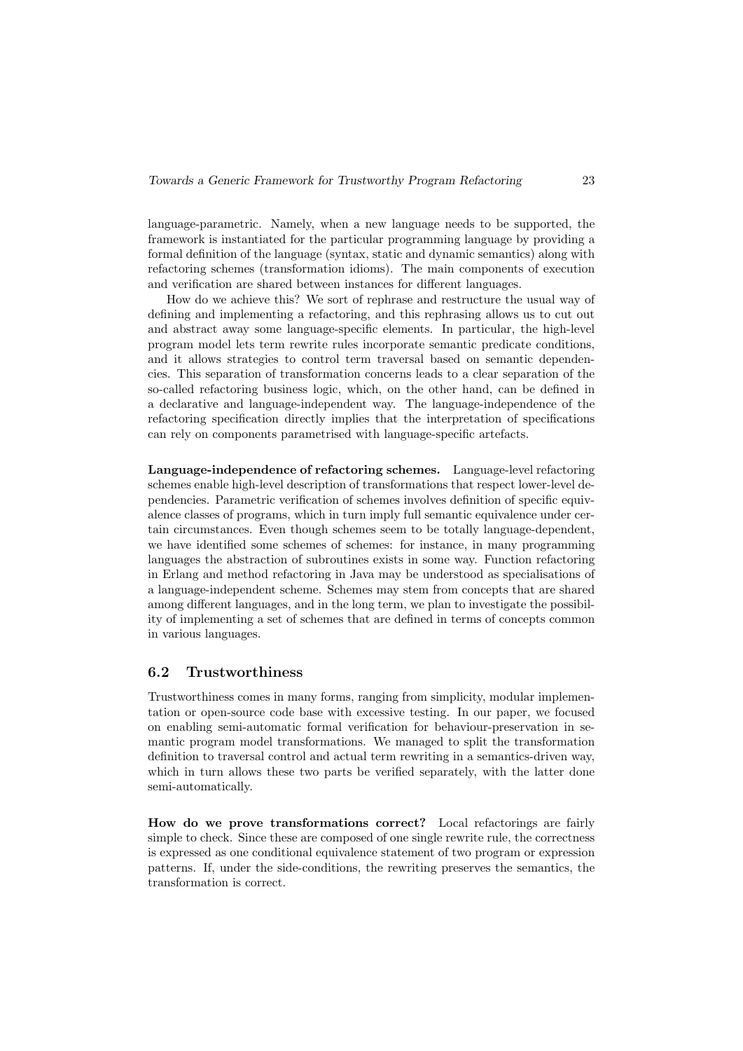language-parametric. Namely, when a new language needs to be supported, the framework is instantiated for the particular programming language by providing a formal definition of the language (syntax, static and dynamic semantics) along with refactoring schemes (transformation idioms). The main components of execution and verification are shared between instances for different languages.

How do we achieve this? We sort of rephrase and restructure the usual way of defining and implementing a refactoring, and this rephrasing allows us to cut out and abstract away some language-specific elements. In particular, the high-level program model lets term rewrite rules incorporate semantic predicate conditions, and it allows strategies to control term traversal based on semantic dependencies. This separation of transformation concerns leads to a clear separation of the so-called refactoring business logic, which, on the other hand, can be defined in a declarative and language-independent way. The language-independence of the refactoring specification directly implies that the interpretation of specifications can rely on components parametrised with language-specific artefacts.

**Language-independence of refactoring schemes.** Language-level refactoring schemes enable high-level description of transformations that respect lower-level dependencies. Parametric verification of schemes involves definition of specific equivalence classes of programs, which in turn imply full semantic equivalence under certain circumstances. Even though schemes seem to be totally language-dependent, we have identified some schemes of schemes: for instance, in many programming languages the abstraction of subroutines exists in some way. Function refactoring in Erlang and method refactoring in Java may be understood as specialisations of a language-independent scheme. Schemes may stem from concepts that are shared among different languages, and in the long term, we plan to investigate the possibility of implementing a set of schemes that are defined in terms of concepts common in various languages.

## 6.2 Trustworthiness

Trustworthiness comes in many forms, ranging from simplicity, modular implementation or open-source code base with excessive testing. In our paper, we focused on enabling semi-automatic formal verification for behaviour-preservation in semantic program model transformations. We managed to split the transformation definition to traversal control and actual term rewriting in a semantics-driven way, which in turn allows these two parts be verified separately, with the latter done semi-automatically.

**How do we prove transformations correct?** Local refactorings are fairly simple to check. Since these are composed of one single rewrite rule, the correctness is expressed as one conditional equivalence statement of two program or expression patterns. If, under the side-conditions, the rewriting preserves the semantics, the transformation is correct.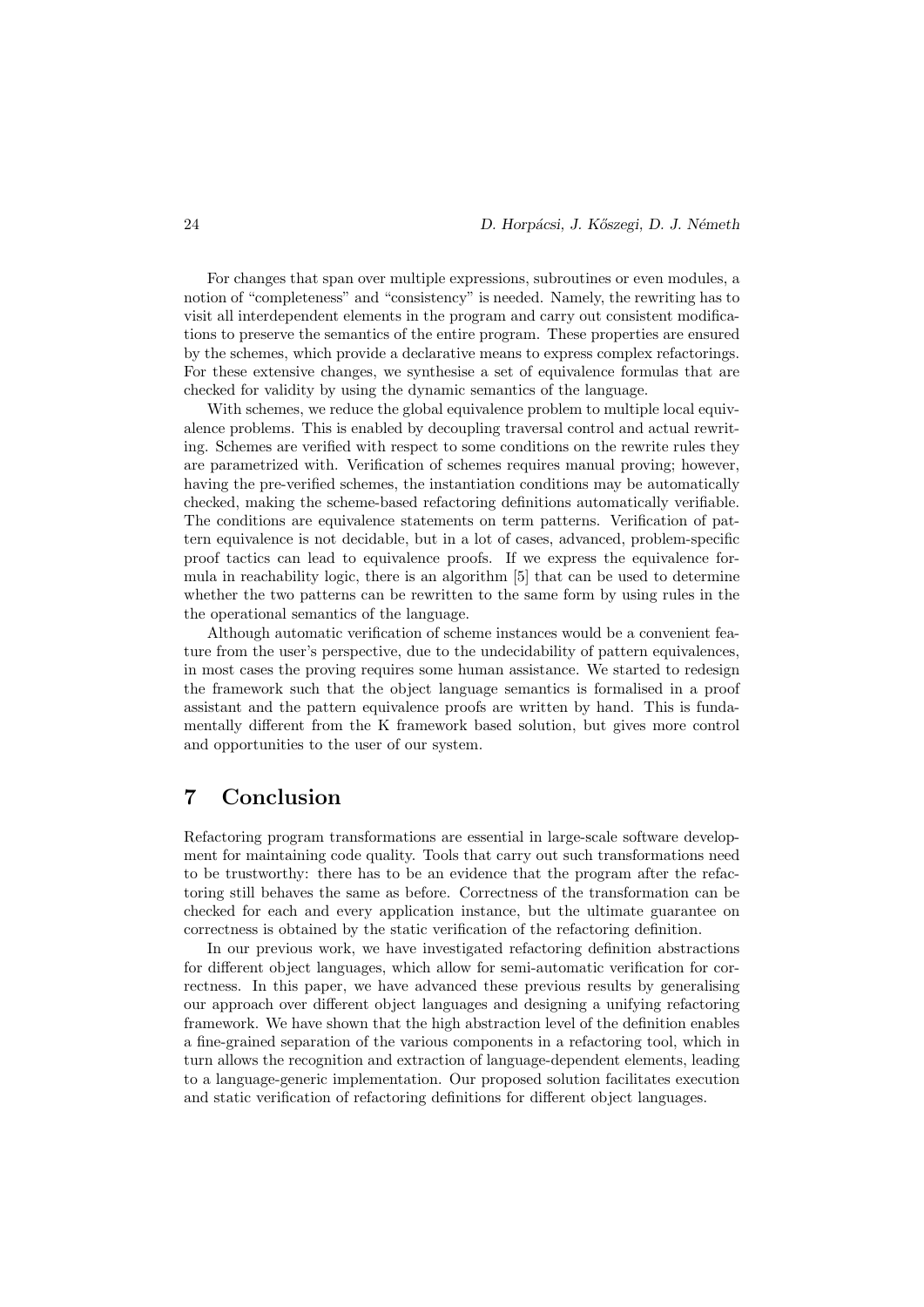For changes that span over multiple expressions, subroutines or even modules, a notion of "completeness" and "consistency" is needed. Namely, the rewriting has to visit all interdependent elements in the program and carry out consistent modifications to preserve the semantics of the entire program. These properties are ensured by the schemes, which provide a declarative means to express complex refactorings. For these extensive changes, we synthesise a set of equivalence formulas that are checked for validity by using the dynamic semantics of the language.

With schemes, we reduce the global equivalence problem to multiple local equivalence problems. This is enabled by decoupling traversal control and actual rewriting. Schemes are verified with respect to some conditions on the rewrite rules they are parametrized with. Verification of schemes requires manual proving; however, having the pre-verified schemes, the instantiation conditions may be automatically checked, making the scheme-based refactoring definitions automatically verifiable. The conditions are equivalence statements on term patterns. Verification of pattern equivalence is not decidable, but in a lot of cases, advanced, problem-specific proof tactics can lead to equivalence proofs. If we express the equivalence formula in reachability logic, there is an algorithm [5] that can be used to determine whether the two patterns can be rewritten to the same form by using rules in the the operational semantics of the language.

Although automatic verification of scheme instances would be a convenient feature from the user's perspective, due to the undecidability of pattern equivalences, in most cases the proving requires some human assistance. We started to redesign the framework such that the object language semantics is formalised in a proof assistant and the pattern equivalence proofs are written by hand. This is fundamentally different from the K framework based solution, but gives more control and opportunities to the user of our system.

## 7 Conclusion

Refactoring program transformations are essential in large-scale software development for maintaining code quality. Tools that carry out such transformations need to be trustworthy: there has to be an evidence that the program after the refactoring still behaves the same as before. Correctness of the transformation can be checked for each and every application instance, but the ultimate guarantee on correctness is obtained by the static verification of the refactoring definition.

In our previous work, we have investigated refactoring definition abstractions for different object languages, which allow for semi-automatic verification for correctness. In this paper, we have advanced these previous results by generalising our approach over different object languages and designing a unifying refactoring framework. We have shown that the high abstraction level of the definition enables a fine-grained separation of the various components in a refactoring tool, which in turn allows the recognition and extraction of language-dependent elements, leading to a language-generic implementation. Our proposed solution facilitates execution and static verification of refactoring definitions for different object languages.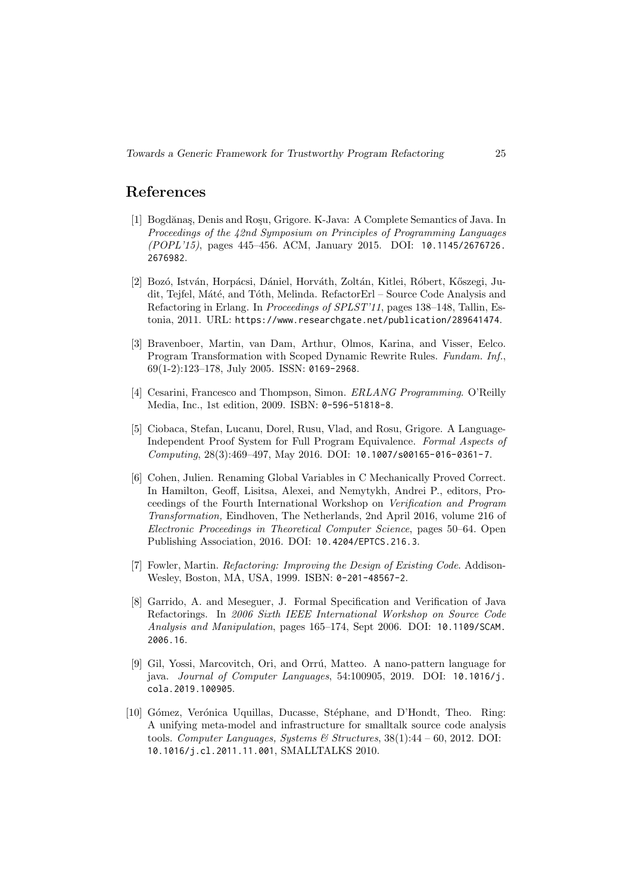# References

[1] Bogdănaş, Denis and Roşu, Grigore. K-Java: A Complete Semantics of Java. In *Proceedings of the 42nd Symposium on Principles of Programming Languages (POPL'15)*, pages 445–456. ACM, January 2015. DOI: 10.1145/2676726.2676982.

[2] Bozó, István, Horpácsi, Dániel, Horváth, Zoltán, Kitlei, Róbert, Kőszegi, Judit, Tejfel, Máté, and Tóth, Melinda. RefactorErl – Source Code Analysis and Refactoring in Erlang. In *Proceedings of SPLST'11*, pages 138–148, Tallin, Estonia, 2011. URL: https://www.researchgate.net/publication/289641474.

[3] Bravenboer, Martin, van Dam, Arthur, Olmos, Karina, and Visser, Eelco. Program Transformation with Scoped Dynamic Rewrite Rules. *Fundam. Inf.*, 69(1-2):123–178, July 2005. ISSN: 0169-2968.

[4] Cesarini, Francesco and Thompson, Simon. *ERLANG Programming*. O'Reilly Media, Inc., 1st edition, 2009. ISBN: 0-596-51818-8.

[5] Ciobaca, Stefan, Lucanu, Dorel, Rusu, Vlad, and Rosu, Grigore. A Language-Independent Proof System for Full Program Equivalence. *Formal Aspects of Computing*, 28(3):469–497, May 2016. DOI: 10.1007/s00165-016-0361-7.

[6] Cohen, Julien. Renaming Global Variables in C Mechanically Proved Correct. In Hamilton, Geoff, Lisitsa, Alexei, and Nemytykh, Andrei P., editors, Proceedings of the Fourth International Workshop on *Verification and Program Transformation,* Eindhoven, The Netherlands, 2nd April 2016, volume 216 of *Electronic Proceedings in Theoretical Computer Science*, pages 50–64. Open Publishing Association, 2016. DOI: 10.4204/EPTCS.216.3.

[7] Fowler, Martin. *Refactoring: Improving the Design of Existing Code*. Addison-Wesley, Boston, MA, USA, 1999. ISBN: 0-201-48567-2.

[8] Garrido, A. and Meseguer, J. Formal Specification and Verification of Java Refactorings. In *2006 Sixth IEEE International Workshop on Source Code Analysis and Manipulation*, pages 165–174, Sept 2006. DOI: 10.1109/SCAM.2006.16.

[9] Gil, Yossi, Marcovitch, Ori, and Orrú, Matteo. A nano-pattern language for java. *Journal of Computer Languages*, 54:100905, 2019. DOI: 10.1016/j.cola.2019.100905.

[10] Gómez, Verónica Uquillas, Ducasse, Stéphane, and D'Hondt, Theo. Ring: A unifying meta-model and infrastructure for smalltalk source code analysis tools. *Computer Languages, Systems & Structures*, 38(1):44 – 60, 2012. DOI: 10.1016/j.cl.2011.11.001, SMALLTALKS 2010.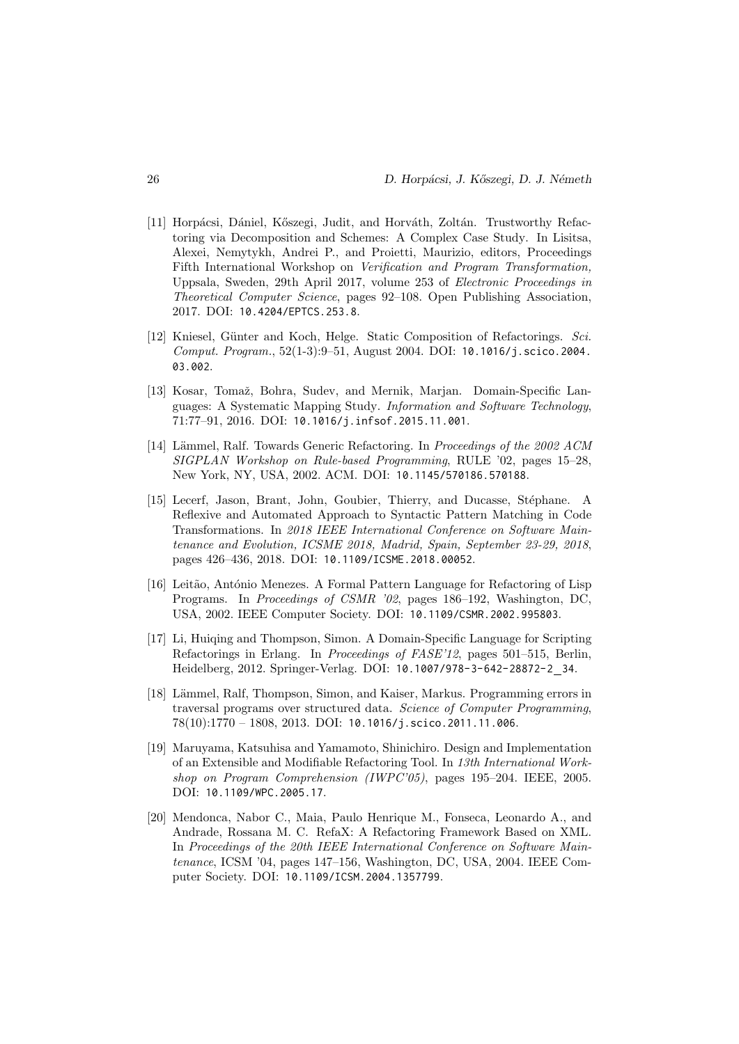[11] Horpácsi, Dániel, Kőszegi, Judit, and Horváth, Zoltán. Trustworthy Refactoring via Decomposition and Schemes: A Complex Case Study. In Lisitsa, Alexei, Nemytykh, Andrei P., and Proietti, Maurizio, editors, Proceedings Fifth International Workshop on *Verification and Program Transformation,* Uppsala, Sweden, 29th April 2017, volume 253 of *Electronic Proceedings in Theoretical Computer Science*, pages 92–108. Open Publishing Association, 2017. DOI: 10.4204/EPTCS.253.8.

[12] Kniesel, Günter and Koch, Helge. Static Composition of Refactorings. *Sci. Comput. Program.*, 52(1-3):9–51, August 2004. DOI: 10.1016/j.scico.2004.03.002.

[13] Kosar, Tomaž, Bohra, Sudev, and Mernik, Marjan. Domain-Specific Languages: A Systematic Mapping Study. *Information and Software Technology*, 71:77–91, 2016. DOI: 10.1016/j.infsof.2015.11.001.

[14] Lämmel, Ralf. Towards Generic Refactoring. In *Proceedings of the 2002 ACM SIGPLAN Workshop on Rule-based Programming*, RULE '02, pages 15–28, New York, NY, USA, 2002. ACM. DOI: 10.1145/570186.570188.

[15] Lecerf, Jason, Brant, John, Goubier, Thierry, and Ducasse, Stéphane. A Reflexive and Automated Approach to Syntactic Pattern Matching in Code Transformations. In *2018 IEEE International Conference on Software Maintenance and Evolution, ICSME 2018, Madrid, Spain, September 23-29, 2018*, pages 426–436, 2018. DOI: 10.1109/ICSME.2018.00052.

[16] Leitão, António Menezes. A Formal Pattern Language for Refactoring of Lisp Programs. In *Proceedings of CSMR '02*, pages 186–192, Washington, DC, USA, 2002. IEEE Computer Society. DOI: 10.1109/CSMR.2002.995803.

[17] Li, Huiqing and Thompson, Simon. A Domain-Specific Language for Scripting Refactorings in Erlang. In *Proceedings of FASE'12*, pages 501–515, Berlin, Heidelberg, 2012. Springer-Verlag. DOI: 10.1007/978-3-642-28872-2_34.

[18] Lämmel, Ralf, Thompson, Simon, and Kaiser, Markus. Programming errors in traversal programs over structured data. *Science of Computer Programming*, 78(10):1770 – 1808, 2013. DOI: 10.1016/j.scico.2011.11.006.

[19] Maruyama, Katsuhisa and Yamamoto, Shinichiro. Design and Implementation of an Extensible and Modifiable Refactoring Tool. In *13th International Workshop on Program Comprehension (IWPC'05)*, pages 195–204. IEEE, 2005. DOI: 10.1109/WPC.2005.17.

[20] Mendonca, Nabor C., Maia, Paulo Henrique M., Fonseca, Leonardo A., and Andrade, Rossana M. C. RefaX: A Refactoring Framework Based on XML. In *Proceedings of the 20th IEEE International Conference on Software Maintenance*, ICSM '04, pages 147–156, Washington, DC, USA, 2004. IEEE Computer Society. DOI: 10.1109/ICSM.2004.1357799.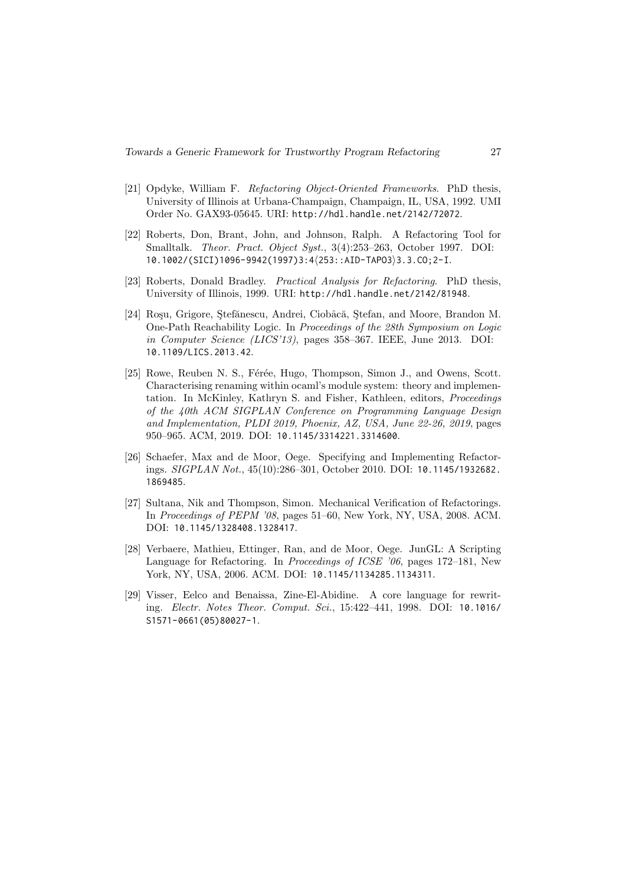[21] Opdyke, William F. *Refactoring Object-Oriented Frameworks*. PhD thesis, University of Illinois at Urbana-Champaign, Champaign, IL, USA, 1992. UMI Order No. GAX93-05645. URI: http://hdl.handle.net/2142/72072.

[22] Roberts, Don, Brant, John, and Johnson, Ralph. A Refactoring Tool for Smalltalk. *Theor. Pract. Object Syst.*, 3(4):253–263, October 1997. DOI: 10.1002/(SICI)1096-9942(1997)3:4⟨253::AID-TAPO3⟩3.3.CO;2-I.

[23] Roberts, Donald Bradley. *Practical Analysis for Refactoring*. PhD thesis, University of Illinois, 1999. URI: http://hdl.handle.net/2142/81948.

[24] Roşu, Grigore, Ştefănescu, Andrei, Ciobâcă, Ştefan, and Moore, Brandon M. One-Path Reachability Logic. In *Proceedings of the 28th Symposium on Logic in Computer Science (LICS'13)*, pages 358–367. IEEE, June 2013. DOI: 10.1109/LICS.2013.42.

[25] Rowe, Reuben N. S., Férée, Hugo, Thompson, Simon J., and Owens, Scott. Characterising renaming within ocaml's module system: theory and implementation. In McKinley, Kathryn S. and Fisher, Kathleen, editors, *Proceedings of the 40th ACM SIGPLAN Conference on Programming Language Design and Implementation, PLDI 2019, Phoenix, AZ, USA, June 22-26, 2019*, pages 950–965. ACM, 2019. DOI: 10.1145/3314221.3314600.

[26] Schaefer, Max and de Moor, Oege. Specifying and Implementing Refactorings. *SIGPLAN Not.*, 45(10):286–301, October 2010. DOI: 10.1145/1932682.1869485.

[27] Sultana, Nik and Thompson, Simon. Mechanical Verification of Refactorings. In *Proceedings of PEPM '08*, pages 51–60, New York, NY, USA, 2008. ACM. DOI: 10.1145/1328408.1328417.

[28] Verbaere, Mathieu, Ettinger, Ran, and de Moor, Oege. JunGL: A Scripting Language for Refactoring. In *Proceedings of ICSE '06*, pages 172–181, New York, NY, USA, 2006. ACM. DOI: 10.1145/1134285.1134311.

[29] Visser, Eelco and Benaissa, Zine-El-Abidine. A core language for rewriting. *Electr. Notes Theor. Comput. Sci.*, 15:422–441, 1998. DOI: 10.1016/S1571-0661(05)80027-1.